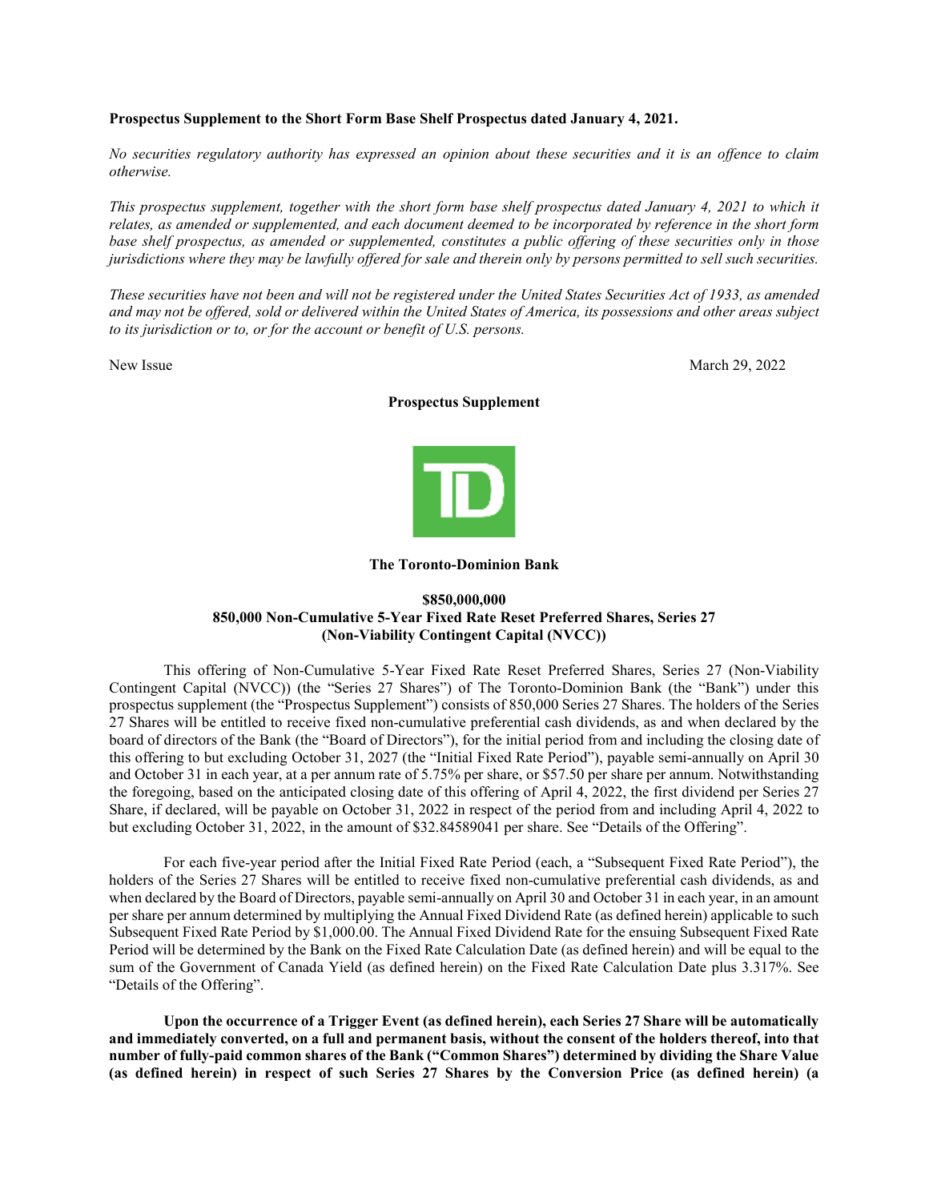**Prospectus Supplement to the Short Form Base Shelf Prospectus dated January 4, 2021.**

*No securities regulatory authority has expressed an opinion about these securities and it is an offence to claim otherwise.*

*This prospectus supplement, together with the short form base shelf prospectus dated January 4, 2021 to which it relates, as amended or supplemented, and each document deemed to be incorporated by reference in the short form base shelf prospectus, as amended or supplemented, constitutes a public offering of these securities only in those jurisdictions where they may be lawfully offered for sale and therein only by persons permitted to sell such securities.*

*These securities have not been and will not be registered under the United States Securities Act of 1933, as amended and may not be offered, sold or delivered within the United States of America, its possessions and other areas subject to its jurisdiction or to, or for the account or benefit of U.S. persons.*

New Issue March 29, 2022

**Prospectus Supplement**

**The Toronto-Dominion Bank**

**$850,000,000**
**850,000 Non-Cumulative 5-Year Fixed Rate Reset Preferred Shares, Series 27**
**(Non-Viability Contingent Capital (NVCC))**

This offering of Non-Cumulative 5-Year Fixed Rate Reset Preferred Shares, Series 27 (Non-Viability Contingent Capital (NVCC)) (the "Series 27 Shares") of The Toronto-Dominion Bank (the "Bank") under this prospectus supplement (the "Prospectus Supplement") consists of 850,000 Series 27 Shares. The holders of the Series 27 Shares will be entitled to receive fixed non-cumulative preferential cash dividends, as and when declared by the board of directors of the Bank (the "Board of Directors"), for the initial period from and including the closing date of this offering to but excluding October 31, 2027 (the "Initial Fixed Rate Period"), payable semi-annually on April 30 and October 31 in each year, at a per annum rate of 5.75% per share, or $57.50 per share per annum. Notwithstanding the foregoing, based on the anticipated closing date of this offering of April 4, 2022, the first dividend per Series 27 Share, if declared, will be payable on October 31, 2022 in respect of the period from and including April 4, 2022 to but excluding October 31, 2022, in the amount of $32.84589041 per share. See "Details of the Offering".

For each five-year period after the Initial Fixed Rate Period (each, a "Subsequent Fixed Rate Period"), the holders of the Series 27 Shares will be entitled to receive fixed non-cumulative preferential cash dividends, as and when declared by the Board of Directors, payable semi-annually on April 30 and October 31 in each year, in an amount per share per annum determined by multiplying the Annual Fixed Dividend Rate (as defined herein) applicable to such Subsequent Fixed Rate Period by $1,000.00. The Annual Fixed Dividend Rate for the ensuing Subsequent Fixed Rate Period will be determined by the Bank on the Fixed Rate Calculation Date (as defined herein) and will be equal to the sum of the Government of Canada Yield (as defined herein) on the Fixed Rate Calculation Date plus 3.317%. See "Details of the Offering".

**Upon the occurrence of a Trigger Event (as defined herein), each Series 27 Share will be automatically and immediately converted, on a full and permanent basis, without the consent of the holders thereof, into that number of fully-paid common shares of the Bank ("Common Shares") determined by dividing the Share Value (as defined herein) in respect of such Series 27 Shares by the Conversion Price (as defined herein) (a**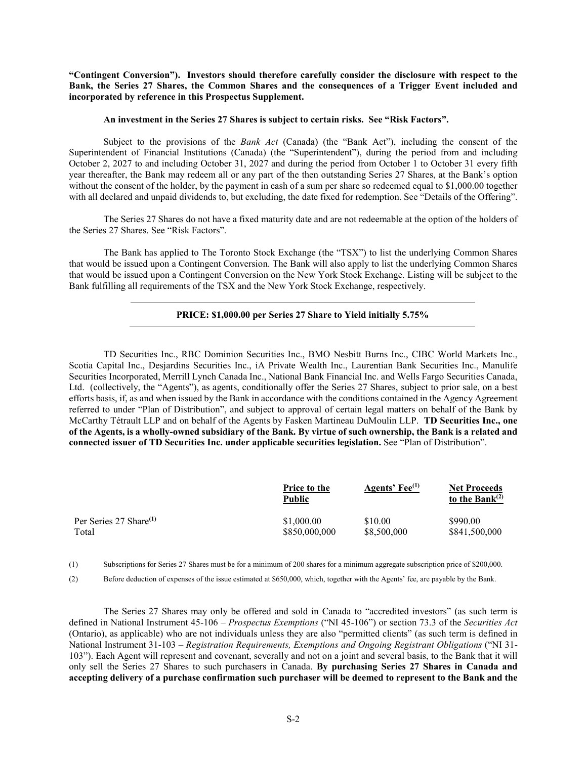**"Contingent Conversion"). Investors should therefore carefully consider the disclosure with respect to the Bank, the Series 27 Shares, the Common Shares and the consequences of a Trigger Event included and incorporated by reference in this Prospectus Supplement.**

**An investment in the Series 27 Shares is subject to certain risks. See "Risk Factors".**

Subject to the provisions of the *Bank Act* (Canada) (the "Bank Act"), including the consent of the Superintendent of Financial Institutions (Canada) (the "Superintendent"), during the period from and including October 2, 2027 to and including October 31, 2027 and during the period from October 1 to October 31 every fifth year thereafter, the Bank may redeem all or any part of the then outstanding Series 27 Shares, at the Bank's option without the consent of the holder, by the payment in cash of a sum per share so redeemed equal to $1,000.00 together with all declared and unpaid dividends to, but excluding, the date fixed for redemption. See "Details of the Offering".

The Series 27 Shares do not have a fixed maturity date and are not redeemable at the option of the holders of the Series 27 Shares. See "Risk Factors".

The Bank has applied to The Toronto Stock Exchange (the "TSX") to list the underlying Common Shares that would be issued upon a Contingent Conversion. The Bank will also apply to list the underlying Common Shares that would be issued upon a Contingent Conversion on the New York Stock Exchange. Listing will be subject to the Bank fulfilling all requirements of the TSX and the New York Stock Exchange, respectively.

---

**PRICE: $1,000.00 per Series 27 Share to Yield initially 5.75%**

---

TD Securities Inc., RBC Dominion Securities Inc., BMO Nesbitt Burns Inc., CIBC World Markets Inc., Scotia Capital Inc., Desjardins Securities Inc., iA Private Wealth Inc., Laurentian Bank Securities Inc., Manulife Securities Incorporated, Merrill Lynch Canada Inc., National Bank Financial Inc. and Wells Fargo Securities Canada, Ltd. (collectively, the "Agents"), as agents, conditionally offer the Series 27 Shares, subject to prior sale, on a best efforts basis, if, as and when issued by the Bank in accordance with the conditions contained in the Agency Agreement referred to under "Plan of Distribution", and subject to approval of certain legal matters on behalf of the Bank by McCarthy Tétrault LLP and on behalf of the Agents by Fasken Martineau DuMoulin LLP. **TD Securities Inc., one of the Agents, is a wholly-owned subsidiary of the Bank. By virtue of such ownership, the Bank is a related and connected issuer of TD Securities Inc. under applicable securities legislation.** See "Plan of Distribution".

| | Price to the Public | Agents' Fee[1] | Net Proceeds to the Bank[2] |
|---|---|---|---|
| Per Series 27 Share[1] | $1,000.00 | $10.00 | $990.00 |
| Total | $850,000,000 | $8,500,000 | $841,500,000 |

(1) Subscriptions for Series 27 Shares must be for a minimum of 200 shares for a minimum aggregate subscription price of $200,000.

(2) Before deduction of expenses of the issue estimated at $650,000, which, together with the Agents' fee, are payable by the Bank.

The Series 27 Shares may only be offered and sold in Canada to "accredited investors" (as such term is defined in National Instrument 45-106 – *Prospectus Exemptions* ("NI 45-106") or section 73.3 of the *Securities Act* (Ontario), as applicable) who are not individuals unless they are also "permitted clients" (as such term is defined in National Instrument 31-103 – *Registration Requirements, Exemptions and Ongoing Registrant Obligations* ("NI 31-103"). Each Agent will represent and covenant, severally and not on a joint and several basis, to the Bank that it will only sell the Series 27 Shares to such purchasers in Canada. **By purchasing Series 27 Shares in Canada and accepting delivery of a purchase confirmation such purchaser will be deemed to represent to the Bank and the**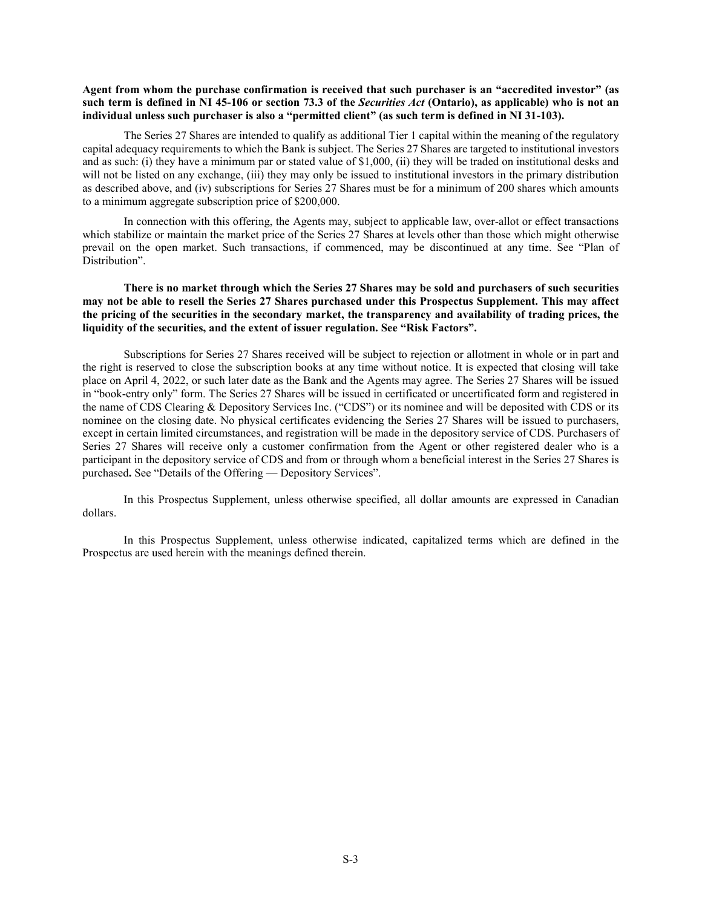**Agent from whom the purchase confirmation is received that such purchaser is an "accredited investor" (as such term is defined in NI 45-106 or section 73.3 of the *Securities Act* (Ontario), as applicable) who is not an individual unless such purchaser is also a "permitted client" (as such term is defined in NI 31-103).**

The Series 27 Shares are intended to qualify as additional Tier 1 capital within the meaning of the regulatory capital adequacy requirements to which the Bank is subject. The Series 27 Shares are targeted to institutional investors and as such: (i) they have a minimum par or stated value of $1,000, (ii) they will be traded on institutional desks and will not be listed on any exchange, (iii) they may only be issued to institutional investors in the primary distribution as described above, and (iv) subscriptions for Series 27 Shares must be for a minimum of 200 shares which amounts to a minimum aggregate subscription price of $200,000.

In connection with this offering, the Agents may, subject to applicable law, over-allot or effect transactions which stabilize or maintain the market price of the Series 27 Shares at levels other than those which might otherwise prevail on the open market. Such transactions, if commenced, may be discontinued at any time. See "Plan of Distribution".

**There is no market through which the Series 27 Shares may be sold and purchasers of such securities may not be able to resell the Series 27 Shares purchased under this Prospectus Supplement. This may affect the pricing of the securities in the secondary market, the transparency and availability of trading prices, the liquidity of the securities, and the extent of issuer regulation. See "Risk Factors".**

Subscriptions for Series 27 Shares received will be subject to rejection or allotment in whole or in part and the right is reserved to close the subscription books at any time without notice. It is expected that closing will take place on April 4, 2022, or such later date as the Bank and the Agents may agree. The Series 27 Shares will be issued in "book-entry only" form. The Series 27 Shares will be issued in certificated or uncertificated form and registered in the name of CDS Clearing & Depository Services Inc. ("CDS") or its nominee and will be deposited with CDS or its nominee on the closing date. No physical certificates evidencing the Series 27 Shares will be issued to purchasers, except in certain limited circumstances, and registration will be made in the depository service of CDS. Purchasers of Series 27 Shares will receive only a customer confirmation from the Agent or other registered dealer who is a participant in the depository service of CDS and from or through whom a beneficial interest in the Series 27 Shares is purchased**.** See "Details of the Offering — Depository Services".

In this Prospectus Supplement, unless otherwise specified, all dollar amounts are expressed in Canadian dollars.

In this Prospectus Supplement, unless otherwise indicated, capitalized terms which are defined in the Prospectus are used herein with the meanings defined therein.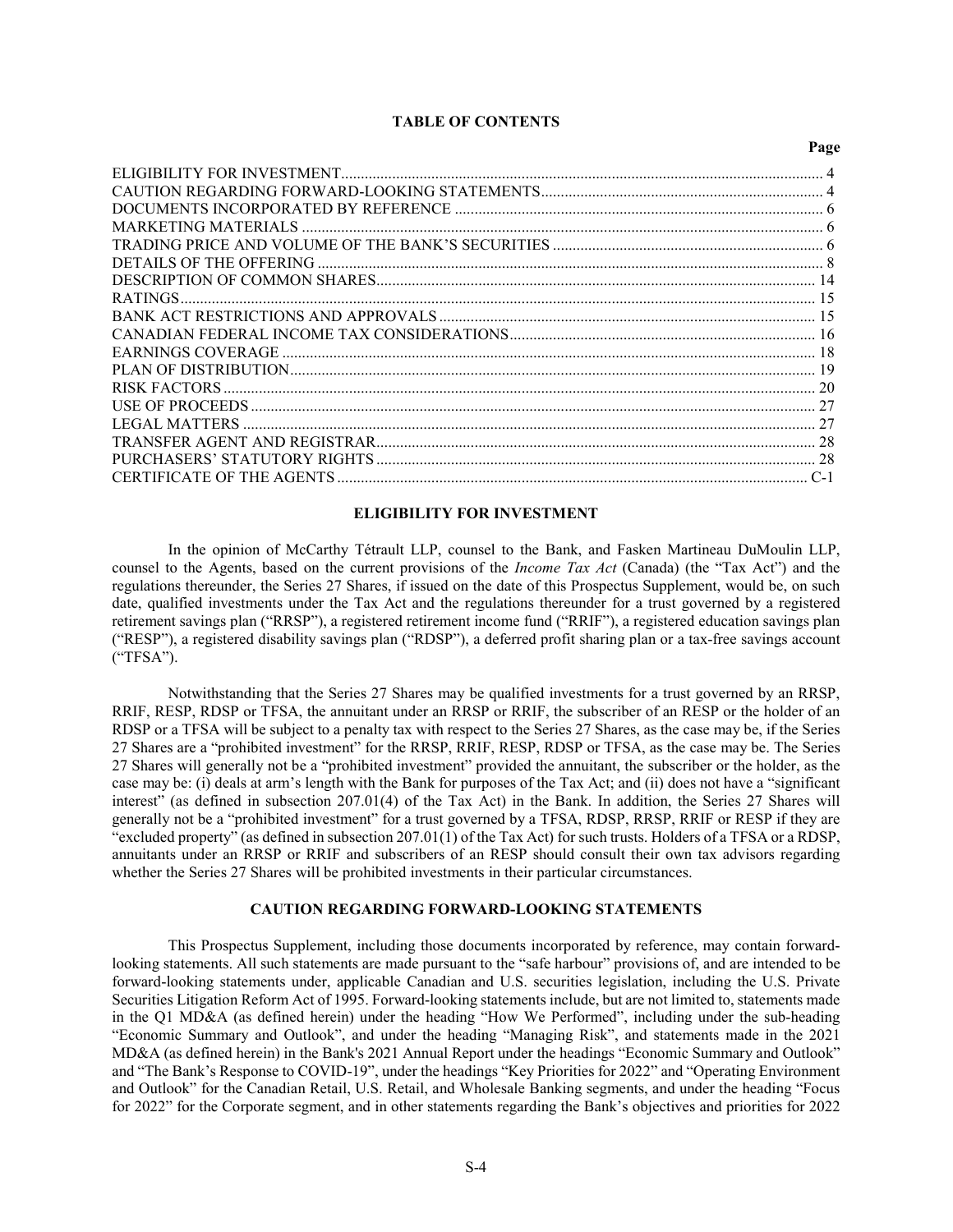## TABLE OF CONTENTS

| | Page |
|---|---|
| ELIGIBILITY FOR INVESTMENT | 4 |
| CAUTION REGARDING FORWARD-LOOKING STATEMENTS | 4 |
| DOCUMENTS INCORPORATED BY REFERENCE | 6 |
| MARKETING MATERIALS | 6 |
| TRADING PRICE AND VOLUME OF THE BANK'S SECURITIES | 6 |
| DETAILS OF THE OFFERING | 8 |
| DESCRIPTION OF COMMON SHARES | 14 |
| RATINGS | 15 |
| BANK ACT RESTRICTIONS AND APPROVALS | 15 |
| CANADIAN FEDERAL INCOME TAX CONSIDERATIONS | 16 |
| EARNINGS COVERAGE | 18 |
| PLAN OF DISTRIBUTION | 19 |
| RISK FACTORS | 20 |
| USE OF PROCEEDS | 27 |
| LEGAL MATTERS | 27 |
| TRANSFER AGENT AND REGISTRAR | 28 |
| PURCHASERS' STATUTORY RIGHTS | 28 |
| CERTIFICATE OF THE AGENTS | C-1 |

## ELIGIBILITY FOR INVESTMENT

In the opinion of McCarthy Tétrault LLP, counsel to the Bank, and Fasken Martineau DuMoulin LLP, counsel to the Agents, based on the current provisions of the *Income Tax Act* (Canada) (the "Tax Act") and the regulations thereunder, the Series 27 Shares, if issued on the date of this Prospectus Supplement, would be, on such date, qualified investments under the Tax Act and the regulations thereunder for a trust governed by a registered retirement savings plan ("RRSP"), a registered retirement income fund ("RRIF"), a registered education savings plan ("RESP"), a registered disability savings plan ("RDSP"), a deferred profit sharing plan or a tax-free savings account ("TFSA").

Notwithstanding that the Series 27 Shares may be qualified investments for a trust governed by an RRSP, RRIF, RESP, RDSP or TFSA, the annuitant under an RRSP or RRIF, the subscriber of an RESP or the holder of an RDSP or a TFSA will be subject to a penalty tax with respect to the Series 27 Shares, as the case may be, if the Series 27 Shares are a "prohibited investment" for the RRSP, RRIF, RESP, RDSP or TFSA, as the case may be. The Series 27 Shares will generally not be a "prohibited investment" provided the annuitant, the subscriber or the holder, as the case may be: (i) deals at arm's length with the Bank for purposes of the Tax Act; and (ii) does not have a "significant interest" (as defined in subsection 207.01(4) of the Tax Act) in the Bank. In addition, the Series 27 Shares will generally not be a "prohibited investment" for a trust governed by a TFSA, RDSP, RRSP, RRIF or RESP if they are "excluded property" (as defined in subsection 207.01(1) of the Tax Act) for such trusts. Holders of a TFSA or a RDSP, annuitants under an RRSP or RRIF and subscribers of an RESP should consult their own tax advisors regarding whether the Series 27 Shares will be prohibited investments in their particular circumstances.

## CAUTION REGARDING FORWARD-LOOKING STATEMENTS

This Prospectus Supplement, including those documents incorporated by reference, may contain forward-looking statements. All such statements are made pursuant to the "safe harbour" provisions of, and are intended to be forward-looking statements under, applicable Canadian and U.S. securities legislation, including the U.S. Private Securities Litigation Reform Act of 1995. Forward-looking statements include, but are not limited to, statements made in the Q1 MD&A (as defined herein) under the heading "How We Performed", including under the sub-heading "Economic Summary and Outlook", and under the heading "Managing Risk", and statements made in the 2021 MD&A (as defined herein) in the Bank's 2021 Annual Report under the headings "Economic Summary and Outlook" and "The Bank's Response to COVID-19", under the headings "Key Priorities for 2022" and "Operating Environment and Outlook" for the Canadian Retail, U.S. Retail, and Wholesale Banking segments, and under the heading "Focus for 2022" for the Corporate segment, and in other statements regarding the Bank's objectives and priorities for 2022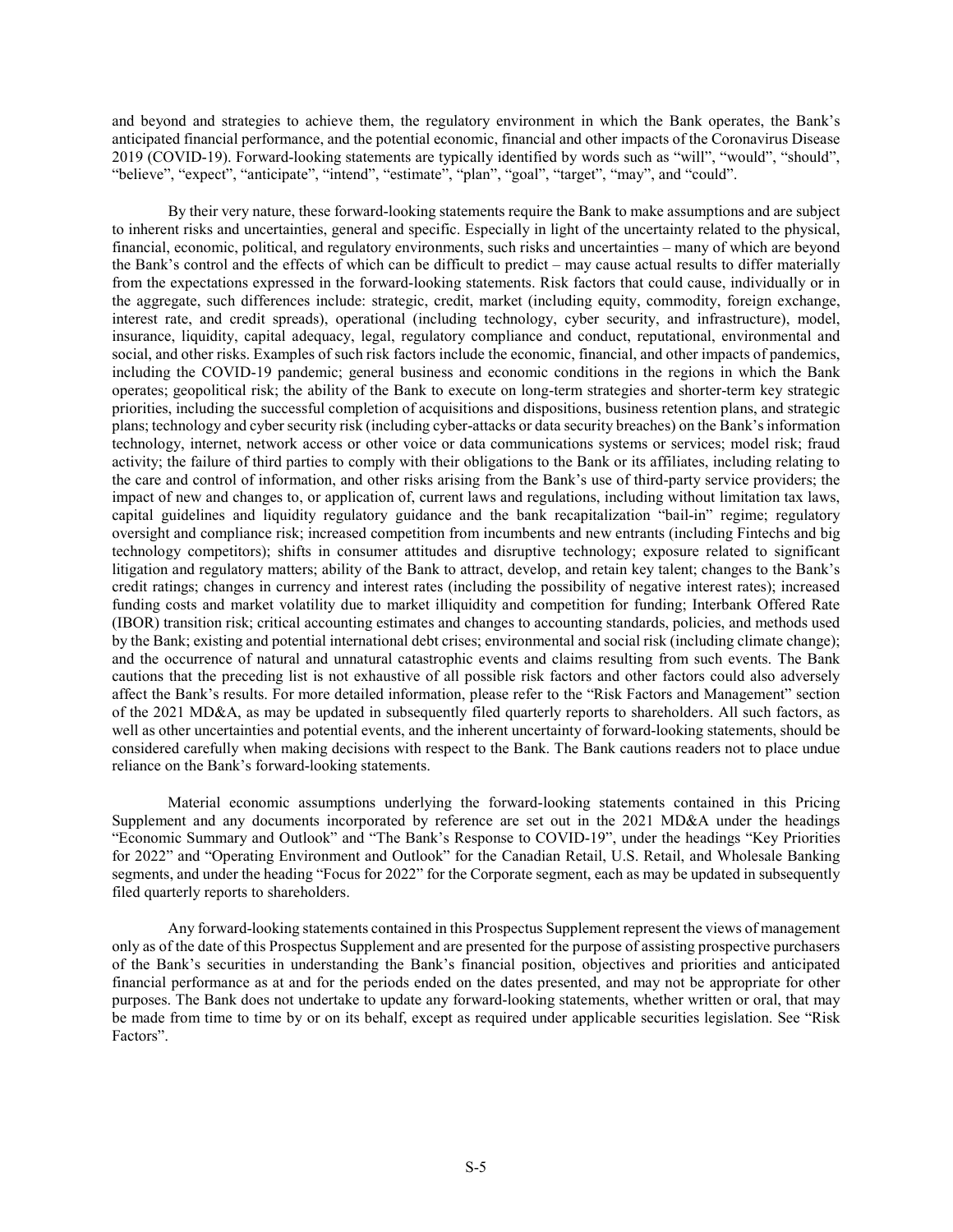and beyond and strategies to achieve them, the regulatory environment in which the Bank operates, the Bank's anticipated financial performance, and the potential economic, financial and other impacts of the Coronavirus Disease 2019 (COVID-19). Forward-looking statements are typically identified by words such as "will", "would", "should", "believe", "expect", "anticipate", "intend", "estimate", "plan", "goal", "target", "may", and "could".

By their very nature, these forward-looking statements require the Bank to make assumptions and are subject to inherent risks and uncertainties, general and specific. Especially in light of the uncertainty related to the physical, financial, economic, political, and regulatory environments, such risks and uncertainties – many of which are beyond the Bank's control and the effects of which can be difficult to predict – may cause actual results to differ materially from the expectations expressed in the forward-looking statements. Risk factors that could cause, individually or in the aggregate, such differences include: strategic, credit, market (including equity, commodity, foreign exchange, interest rate, and credit spreads), operational (including technology, cyber security, and infrastructure), model, insurance, liquidity, capital adequacy, legal, regulatory compliance and conduct, reputational, environmental and social, and other risks. Examples of such risk factors include the economic, financial, and other impacts of pandemics, including the COVID-19 pandemic; general business and economic conditions in the regions in which the Bank operates; geopolitical risk; the ability of the Bank to execute on long-term strategies and shorter-term key strategic priorities, including the successful completion of acquisitions and dispositions, business retention plans, and strategic plans; technology and cyber security risk (including cyber-attacks or data security breaches) on the Bank's information technology, internet, network access or other voice or data communications systems or services; model risk; fraud activity; the failure of third parties to comply with their obligations to the Bank or its affiliates, including relating to the care and control of information, and other risks arising from the Bank's use of third-party service providers; the impact of new and changes to, or application of, current laws and regulations, including without limitation tax laws, capital guidelines and liquidity regulatory guidance and the bank recapitalization "bail-in" regime; regulatory oversight and compliance risk; increased competition from incumbents and new entrants (including Fintechs and big technology competitors); shifts in consumer attitudes and disruptive technology; exposure related to significant litigation and regulatory matters; ability of the Bank to attract, develop, and retain key talent; changes to the Bank's credit ratings; changes in currency and interest rates (including the possibility of negative interest rates); increased funding costs and market volatility due to market illiquidity and competition for funding; Interbank Offered Rate (IBOR) transition risk; critical accounting estimates and changes to accounting standards, policies, and methods used by the Bank; existing and potential international debt crises; environmental and social risk (including climate change); and the occurrence of natural and unnatural catastrophic events and claims resulting from such events. The Bank cautions that the preceding list is not exhaustive of all possible risk factors and other factors could also adversely affect the Bank's results. For more detailed information, please refer to the "Risk Factors and Management" section of the 2021 MD&A, as may be updated in subsequently filed quarterly reports to shareholders. All such factors, as well as other uncertainties and potential events, and the inherent uncertainty of forward-looking statements, should be considered carefully when making decisions with respect to the Bank. The Bank cautions readers not to place undue reliance on the Bank's forward-looking statements.

Material economic assumptions underlying the forward-looking statements contained in this Pricing Supplement and any documents incorporated by reference are set out in the 2021 MD&A under the headings "Economic Summary and Outlook" and "The Bank's Response to COVID-19", under the headings "Key Priorities for 2022" and "Operating Environment and Outlook" for the Canadian Retail, U.S. Retail, and Wholesale Banking segments, and under the heading "Focus for 2022" for the Corporate segment, each as may be updated in subsequently filed quarterly reports to shareholders.

Any forward-looking statements contained in this Prospectus Supplement represent the views of management only as of the date of this Prospectus Supplement and are presented for the purpose of assisting prospective purchasers of the Bank's securities in understanding the Bank's financial position, objectives and priorities and anticipated financial performance as at and for the periods ended on the dates presented, and may not be appropriate for other purposes. The Bank does not undertake to update any forward-looking statements, whether written or oral, that may be made from time to time by or on its behalf, except as required under applicable securities legislation. See "Risk Factors".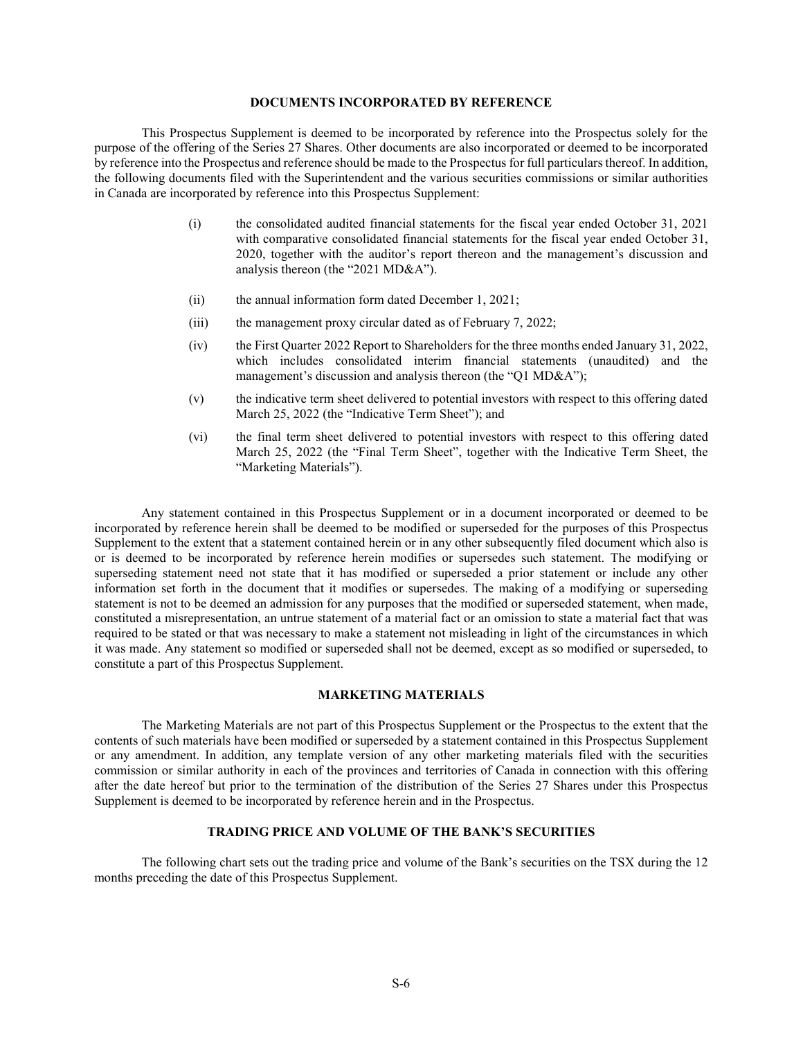## DOCUMENTS INCORPORATED BY REFERENCE

This Prospectus Supplement is deemed to be incorporated by reference into the Prospectus solely for the purpose of the offering of the Series 27 Shares. Other documents are also incorporated or deemed to be incorporated by reference into the Prospectus and reference should be made to the Prospectus for full particulars thereof. In addition, the following documents filed with the Superintendent and the various securities commissions or similar authorities in Canada are incorporated by reference into this Prospectus Supplement:

(i) the consolidated audited financial statements for the fiscal year ended October 31, 2021 with comparative consolidated financial statements for the fiscal year ended October 31, 2020, together with the auditor's report thereon and the management's discussion and analysis thereon (the "2021 MD&A").

(ii) the annual information form dated December 1, 2021;

(iii) the management proxy circular dated as of February 7, 2022;

(iv) the First Quarter 2022 Report to Shareholders for the three months ended January 31, 2022, which includes consolidated interim financial statements (unaudited) and the management's discussion and analysis thereon (the "Q1 MD&A");

(v) the indicative term sheet delivered to potential investors with respect to this offering dated March 25, 2022 (the "Indicative Term Sheet"); and

(vi) the final term sheet delivered to potential investors with respect to this offering dated March 25, 2022 (the "Final Term Sheet", together with the Indicative Term Sheet, the "Marketing Materials").

Any statement contained in this Prospectus Supplement or in a document incorporated or deemed to be incorporated by reference herein shall be deemed to be modified or superseded for the purposes of this Prospectus Supplement to the extent that a statement contained herein or in any other subsequently filed document which also is or is deemed to be incorporated by reference herein modifies or supersedes such statement. The modifying or superseding statement need not state that it has modified or superseded a prior statement or include any other information set forth in the document that it modifies or supersedes. The making of a modifying or superseding statement is not to be deemed an admission for any purposes that the modified or superseded statement, when made, constituted a misrepresentation, an untrue statement of a material fact or an omission to state a material fact that was required to be stated or that was necessary to make a statement not misleading in light of the circumstances in which it was made. Any statement so modified or superseded shall not be deemed, except as so modified or superseded, to constitute a part of this Prospectus Supplement.

## MARKETING MATERIALS

The Marketing Materials are not part of this Prospectus Supplement or the Prospectus to the extent that the contents of such materials have been modified or superseded by a statement contained in this Prospectus Supplement or any amendment. In addition, any template version of any other marketing materials filed with the securities commission or similar authority in each of the provinces and territories of Canada in connection with this offering after the date hereof but prior to the termination of the distribution of the Series 27 Shares under this Prospectus Supplement is deemed to be incorporated by reference herein and in the Prospectus.

## TRADING PRICE AND VOLUME OF THE BANK'S SECURITIES

The following chart sets out the trading price and volume of the Bank's securities on the TSX during the 12 months preceding the date of this Prospectus Supplement.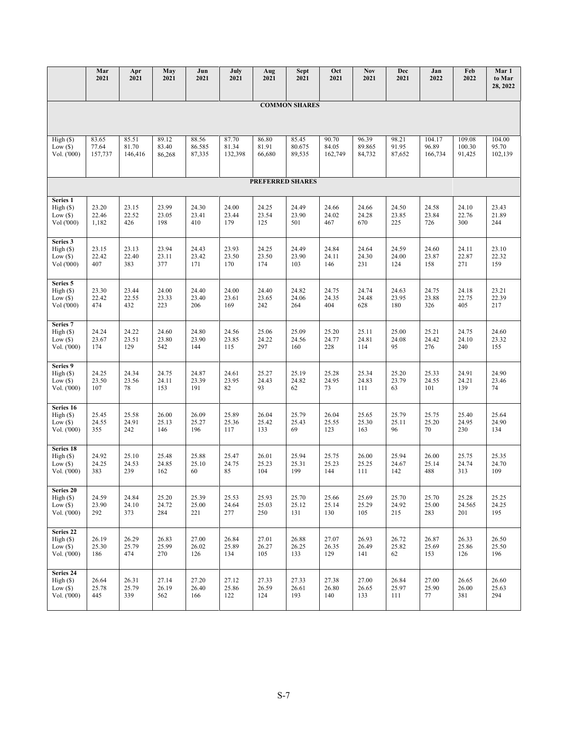| | Mar 2021 | Apr 2021 | May 2021 | Jun 2021 | July 2021 | Aug 2021 | Sept 2021 | Oct 2021 | Nov 2021 | Dec 2021 | Jan 2022 | Feb 2022 | Mar 1 to Mar 28, 2022 |
|---|---|---|---|---|---|---|---|---|---|---|---|---|---|
| **COMMON SHARES** | | | | | | | | | | | | | |
| High ($) | 83.65 | 85.51 | 89.12 | 88.56 | 87.70 | 86.80 | 85.45 | 90.70 | 96.39 | 98.21 | 104.17 | 109.08 | 104.00 |
| Low ($) | 77.64 | 81.70 | 83.40 | 86.585 | 81.34 | 81.91 | 80.675 | 84.05 | 89.865 | 91.95 | 96.89 | 100.30 | 95.70 |
| Vol. ('000) | 157,737 | 146,416 | 86,268 | 87,335 | 132,398 | 66,680 | 89,535 | 162,749 | 84,732 | 87,652 | 166,734 | 91,425 | 102,139 |
| **PREFERRED SHARES** | | | | | | | | | | | | | |
| **Series 1** | | | | | | | | | | | | | |
| High ($) | 23.20 | 23.15 | 23.99 | 24.30 | 24.00 | 24.25 | 24.49 | 24.66 | 24.66 | 24.50 | 24.58 | 24.10 | 23.43 |
| Low ($) | 22.46 | 22.52 | 23.05 | 23.41 | 23.44 | 23.54 | 23.90 | 24.02 | 24.28 | 23.85 | 23.84 | 22.76 | 21.89 |
| Vol ('000) | 1,182 | 426 | 198 | 410 | 179 | 125 | 501 | 467 | 670 | 225 | 726 | 300 | 244 |
| **Series 3** | | | | | | | | | | | | | |
| High ($) | 23.15 | 23.13 | 23.94 | 24.43 | 23.93 | 24.25 | 24.49 | 24.84 | 24.64 | 24.59 | 24.60 | 24.11 | 23.10 |
| Low ($) | 22.42 | 22.40 | 23.11 | 23.42 | 23.50 | 23.50 | 23.90 | 24.11 | 24.30 | 24.00 | 23.87 | 22.87 | 22.32 |
| Vol ('000) | 407 | 383 | 377 | 171 | 170 | 174 | 103 | 146 | 231 | 124 | 158 | 271 | 159 |
| **Series 5** | | | | | | | | | | | | | |
| High ($) | 23.30 | 23.44 | 24.00 | 24.40 | 24.00 | 24.40 | 24.82 | 24.75 | 24.74 | 24.63 | 24.75 | 24.18 | 23.21 |
| Low ($) | 22.42 | 22.55 | 23.33 | 23.40 | 23.61 | 23.65 | 24.06 | 24.35 | 24.48 | 23.95 | 23.88 | 22.75 | 22.39 |
| Vol ('000) | 474 | 432 | 223 | 206 | 169 | 242 | 264 | 404 | 628 | 180 | 326 | 405 | 217 |
| **Series 7** | | | | | | | | | | | | | |
| High ($) | 24.24 | 24.22 | 24.60 | 24.80 | 24.56 | 25.06 | 25.09 | 25.20 | 25.11 | 25.00 | 25.21 | 24.75 | 24.60 |
| Low ($) | 23.67 | 23.51 | 23.80 | 23.90 | 23.85 | 24.22 | 24.56 | 24.77 | 24.81 | 24.08 | 24.42 | 24.10 | 23.32 |
| Vol. ('000) | 174 | 129 | 542 | 144 | 115 | 297 | 160 | 228 | 114 | 95 | 276 | 240 | 155 |
| **Series 9** | | | | | | | | | | | | | |
| High ($) | 24.25 | 24.34 | 24.75 | 24.87 | 24.61 | 25.27 | 25.19 | 25.28 | 25.34 | 25.20 | 25.33 | 24.91 | 24.90 |
| Low ($) | 23.50 | 23.56 | 24.11 | 23.39 | 23.95 | 24.43 | 24.82 | 24.95 | 24.83 | 23.79 | 24.55 | 24.21 | 23.46 |
| Vol. ('000) | 107 | 78 | 153 | 191 | 82 | 93 | 62 | 73 | 111 | 63 | 101 | 139 | 74 |
| **Series 16** | | | | | | | | | | | | | |
| High ($) | 25.45 | 25.58 | 26.00 | 26.09 | 25.89 | 26.04 | 25.79 | 26.04 | 25.65 | 25.79 | 25.75 | 25.40 | 25.64 |
| Low ($) | 24.55 | 24.91 | 25.13 | 25.27 | 25.36 | 25.42 | 25.43 | 25.55 | 25.30 | 25.11 | 25.20 | 24.95 | 24.90 |
| Vol. ('000) | 355 | 242 | 146 | 196 | 117 | 133 | 69 | 123 | 163 | 96 | 70 | 230 | 134 |
| **Series 18** | | | | | | | | | | | | | |
| High ($) | 24.92 | 25.10 | 25.48 | 25.88 | 25.47 | 26.01 | 25.94 | 25.75 | 26.00 | 25.94 | 26.00 | 25.75 | 25.35 |
| Low ($) | 24.25 | 24.53 | 24.85 | 25.10 | 24.75 | 25.23 | 25.31 | 25.23 | 25.25 | 24.67 | 25.14 | 24.74 | 24.70 |
| Vol. ('000) | 383 | 239 | 162 | 60 | 85 | 104 | 199 | 144 | 111 | 142 | 488 | 313 | 109 |
| **Series 20** | | | | | | | | | | | | | |
| High ($) | 24.59 | 24.84 | 25.20 | 25.39 | 25.53 | 25.93 | 25.70 | 25.66 | 25.69 | 25.70 | 25.70 | 25.28 | 25.25 |
| Low ($) | 23.90 | 24.10 | 24.72 | 25.00 | 24.64 | 25.03 | 25.12 | 25.14 | 25.29 | 24.92 | 25.00 | 24.565 | 24.25 |
| Vol. ('000) | 292 | 373 | 284 | 221 | 277 | 250 | 131 | 130 | 105 | 215 | 283 | 201 | 195 |
| **Series 22** | | | | | | | | | | | | | |
| High ($) | 26.19 | 26.29 | 26.83 | 27.00 | 26.84 | 27.01 | 26.88 | 27.07 | 26.93 | 26.72 | 26.87 | 26.33 | 26.50 |
| Low ($) | 25.30 | 25.79 | 25.99 | 26.02 | 25.89 | 26.27 | 26.25 | 26.35 | 26.49 | 25.82 | 25.69 | 25.86 | 25.50 |
| Vol. ('000) | 186 | 474 | 270 | 126 | 134 | 105 | 133 | 129 | 141 | 62 | 153 | 126 | 196 |
| **Series 24** | | | | | | | | | | | | | |
| High ($) | 26.64 | 26.31 | 27.14 | 27.20 | 27.12 | 27.33 | 27.33 | 27.38 | 27.00 | 26.84 | 27.00 | 26.65 | 26.60 |
| Low ($) | 25.78 | 25.79 | 26.19 | 26.40 | 25.86 | 26.59 | 26.61 | 26.80 | 26.65 | 25.97 | 25.90 | 26.00 | 25.63 |
| Vol. ('000) | 445 | 339 | 562 | 166 | 122 | 124 | 193 | 140 | 133 | 111 | 77 | 381 | 294 |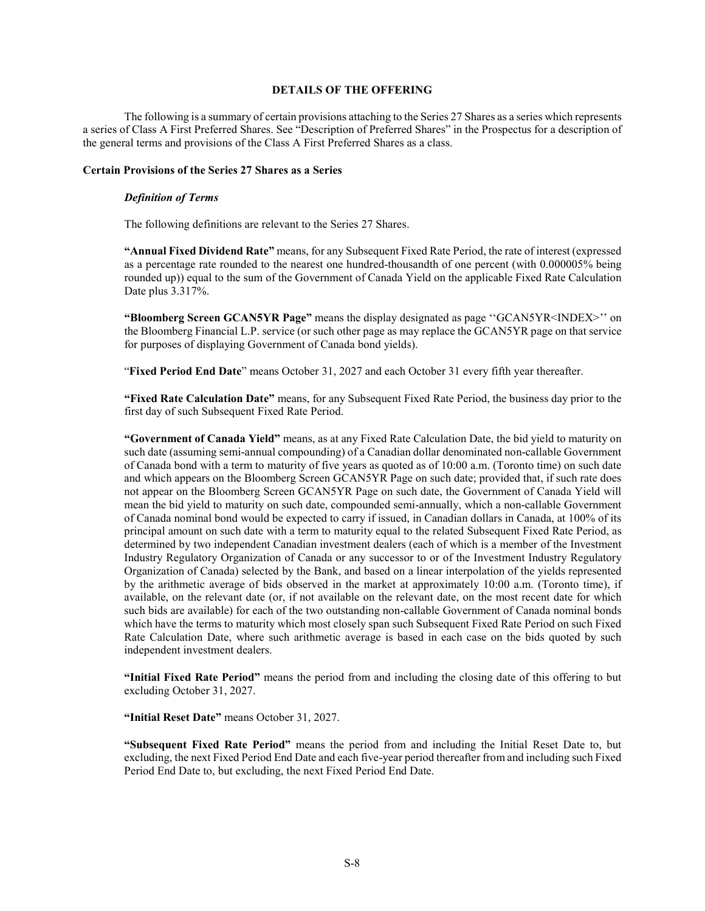## DETAILS OF THE OFFERING

The following is a summary of certain provisions attaching to the Series 27 Shares as a series which represents a series of Class A First Preferred Shares. See "Description of Preferred Shares" in the Prospectus for a description of the general terms and provisions of the Class A First Preferred Shares as a class.

### Certain Provisions of the Series 27 Shares as a Series

#### *Definition of Terms*

The following definitions are relevant to the Series 27 Shares.

**"Annual Fixed Dividend Rate"** means, for any Subsequent Fixed Rate Period, the rate of interest (expressed as a percentage rate rounded to the nearest one hundred-thousandth of one percent (with 0.000005% being rounded up)) equal to the sum of the Government of Canada Yield on the applicable Fixed Rate Calculation Date plus 3.317%.

**"Bloomberg Screen GCAN5YR Page"** means the display designated as page ''GCAN5YR<INDEX>'' on the Bloomberg Financial L.P. service (or such other page as may replace the GCAN5YR page on that service for purposes of displaying Government of Canada bond yields).

"**Fixed Period End Date**" means October 31, 2027 and each October 31 every fifth year thereafter.

**"Fixed Rate Calculation Date"** means, for any Subsequent Fixed Rate Period, the business day prior to the first day of such Subsequent Fixed Rate Period.

**"Government of Canada Yield"** means, as at any Fixed Rate Calculation Date, the bid yield to maturity on such date (assuming semi-annual compounding) of a Canadian dollar denominated non-callable Government of Canada bond with a term to maturity of five years as quoted as of 10:00 a.m. (Toronto time) on such date and which appears on the Bloomberg Screen GCAN5YR Page on such date; provided that, if such rate does not appear on the Bloomberg Screen GCAN5YR Page on such date, the Government of Canada Yield will mean the bid yield to maturity on such date, compounded semi-annually, which a non-callable Government of Canada nominal bond would be expected to carry if issued, in Canadian dollars in Canada, at 100% of its principal amount on such date with a term to maturity equal to the related Subsequent Fixed Rate Period, as determined by two independent Canadian investment dealers (each of which is a member of the Investment Industry Regulatory Organization of Canada or any successor to or of the Investment Industry Regulatory Organization of Canada) selected by the Bank, and based on a linear interpolation of the yields represented by the arithmetic average of bids observed in the market at approximately 10:00 a.m. (Toronto time), if available, on the relevant date (or, if not available on the relevant date, on the most recent date for which such bids are available) for each of the two outstanding non-callable Government of Canada nominal bonds which have the terms to maturity which most closely span such Subsequent Fixed Rate Period on such Fixed Rate Calculation Date, where such arithmetic average is based in each case on the bids quoted by such independent investment dealers.

**"Initial Fixed Rate Period"** means the period from and including the closing date of this offering to but excluding October 31, 2027.

**"Initial Reset Date"** means October 31, 2027.

**"Subsequent Fixed Rate Period"** means the period from and including the Initial Reset Date to, but excluding, the next Fixed Period End Date and each five-year period thereafter from and including such Fixed Period End Date to, but excluding, the next Fixed Period End Date.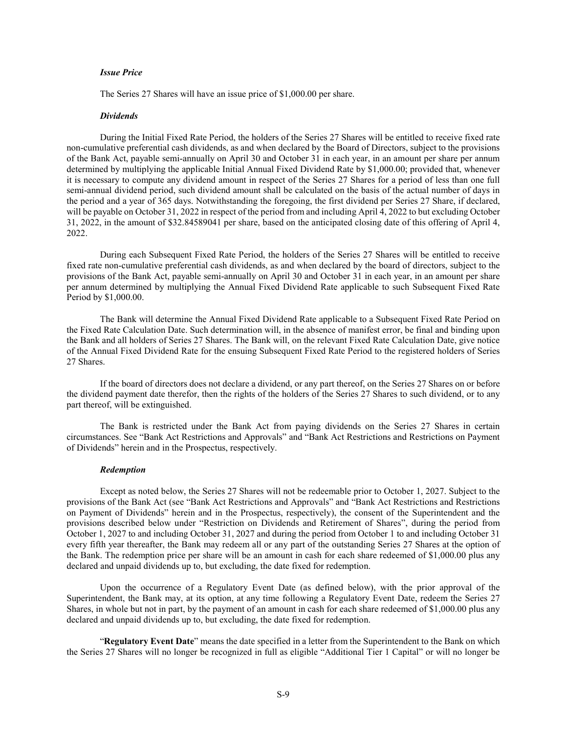***Issue Price***

The Series 27 Shares will have an issue price of $1,000.00 per share.

***Dividends***

During the Initial Fixed Rate Period, the holders of the Series 27 Shares will be entitled to receive fixed rate non-cumulative preferential cash dividends, as and when declared by the Board of Directors, subject to the provisions of the Bank Act, payable semi-annually on April 30 and October 31 in each year, in an amount per share per annum determined by multiplying the applicable Initial Annual Fixed Dividend Rate by $1,000.00; provided that, whenever it is necessary to compute any dividend amount in respect of the Series 27 Shares for a period of less than one full semi-annual dividend period, such dividend amount shall be calculated on the basis of the actual number of days in the period and a year of 365 days. Notwithstanding the foregoing, the first dividend per Series 27 Share, if declared, will be payable on October 31, 2022 in respect of the period from and including April 4, 2022 to but excluding October 31, 2022, in the amount of $32.84589041 per share, based on the anticipated closing date of this offering of April 4, 2022.

During each Subsequent Fixed Rate Period, the holders of the Series 27 Shares will be entitled to receive fixed rate non-cumulative preferential cash dividends, as and when declared by the board of directors, subject to the provisions of the Bank Act, payable semi-annually on April 30 and October 31 in each year, in an amount per share per annum determined by multiplying the Annual Fixed Dividend Rate applicable to such Subsequent Fixed Rate Period by $1,000.00.

The Bank will determine the Annual Fixed Dividend Rate applicable to a Subsequent Fixed Rate Period on the Fixed Rate Calculation Date. Such determination will, in the absence of manifest error, be final and binding upon the Bank and all holders of Series 27 Shares. The Bank will, on the relevant Fixed Rate Calculation Date, give notice of the Annual Fixed Dividend Rate for the ensuing Subsequent Fixed Rate Period to the registered holders of Series 27 Shares.

If the board of directors does not declare a dividend, or any part thereof, on the Series 27 Shares on or before the dividend payment date therefor, then the rights of the holders of the Series 27 Shares to such dividend, or to any part thereof, will be extinguished.

The Bank is restricted under the Bank Act from paying dividends on the Series 27 Shares in certain circumstances. See "Bank Act Restrictions and Approvals" and "Bank Act Restrictions and Restrictions on Payment of Dividends" herein and in the Prospectus, respectively.

***Redemption***

Except as noted below, the Series 27 Shares will not be redeemable prior to October 1, 2027. Subject to the provisions of the Bank Act (see "Bank Act Restrictions and Approvals" and "Bank Act Restrictions and Restrictions on Payment of Dividends" herein and in the Prospectus, respectively), the consent of the Superintendent and the provisions described below under "Restriction on Dividends and Retirement of Shares", during the period from October 1, 2027 to and including October 31, 2027 and during the period from October 1 to and including October 31 every fifth year thereafter, the Bank may redeem all or any part of the outstanding Series 27 Shares at the option of the Bank. The redemption price per share will be an amount in cash for each share redeemed of $1,000.00 plus any declared and unpaid dividends up to, but excluding, the date fixed for redemption.

Upon the occurrence of a Regulatory Event Date (as defined below), with the prior approval of the Superintendent, the Bank may, at its option, at any time following a Regulatory Event Date, redeem the Series 27 Shares, in whole but not in part, by the payment of an amount in cash for each share redeemed of $1,000.00 plus any declared and unpaid dividends up to, but excluding, the date fixed for redemption.

"**Regulatory Event Date**" means the date specified in a letter from the Superintendent to the Bank on which the Series 27 Shares will no longer be recognized in full as eligible "Additional Tier 1 Capital" or will no longer be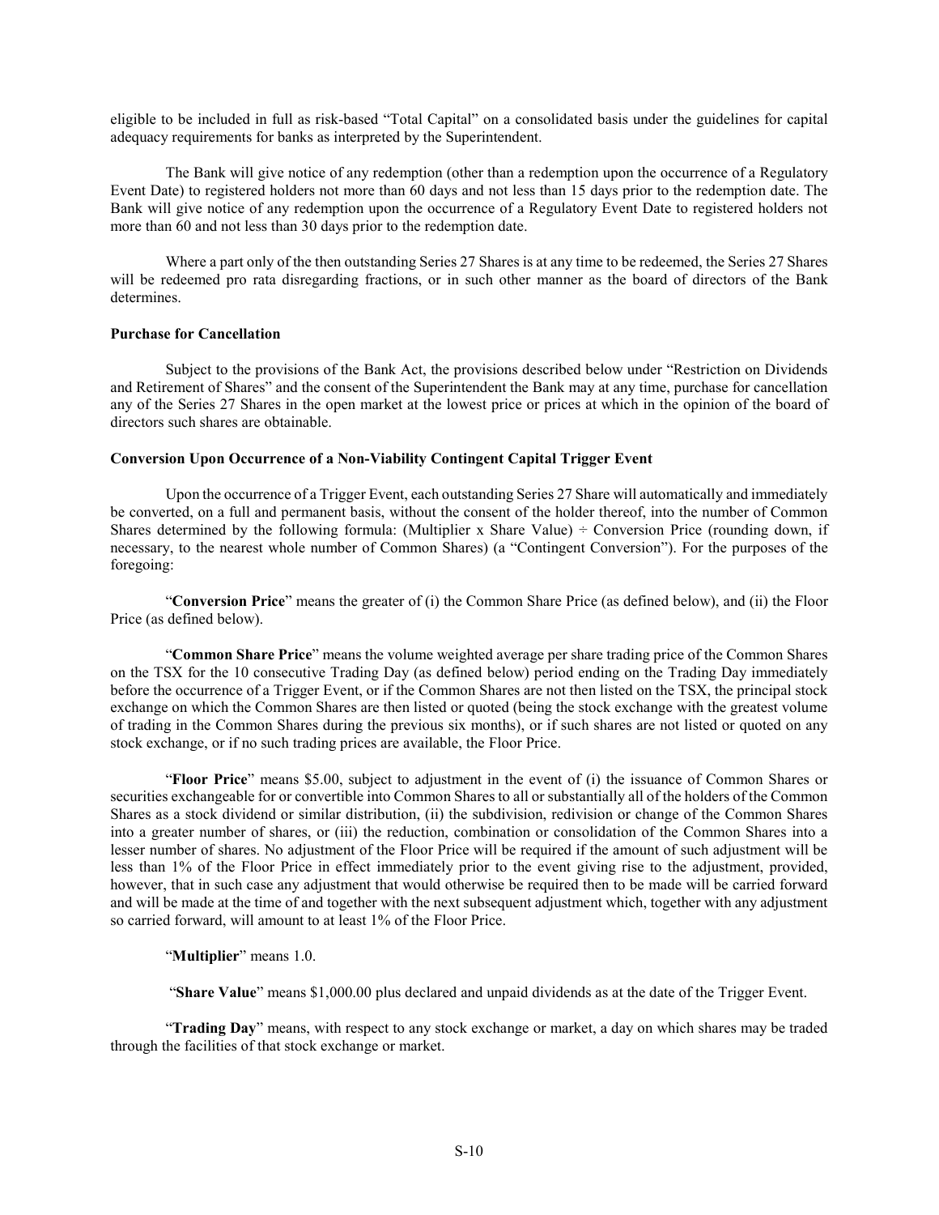eligible to be included in full as risk-based "Total Capital" on a consolidated basis under the guidelines for capital adequacy requirements for banks as interpreted by the Superintendent.

The Bank will give notice of any redemption (other than a redemption upon the occurrence of a Regulatory Event Date) to registered holders not more than 60 days and not less than 15 days prior to the redemption date. The Bank will give notice of any redemption upon the occurrence of a Regulatory Event Date to registered holders not more than 60 and not less than 30 days prior to the redemption date.

Where a part only of the then outstanding Series 27 Shares is at any time to be redeemed, the Series 27 Shares will be redeemed pro rata disregarding fractions, or in such other manner as the board of directors of the Bank determines.

**Purchase for Cancellation**

Subject to the provisions of the Bank Act, the provisions described below under "Restriction on Dividends and Retirement of Shares" and the consent of the Superintendent the Bank may at any time, purchase for cancellation any of the Series 27 Shares in the open market at the lowest price or prices at which in the opinion of the board of directors such shares are obtainable.

**Conversion Upon Occurrence of a Non-Viability Contingent Capital Trigger Event**

Upon the occurrence of a Trigger Event, each outstanding Series 27 Share will automatically and immediately be converted, on a full and permanent basis, without the consent of the holder thereof, into the number of Common Shares determined by the following formula: (Multiplier x Share Value) ÷ Conversion Price (rounding down, if necessary, to the nearest whole number of Common Shares) (a "Contingent Conversion"). For the purposes of the foregoing:

"**Conversion Price**" means the greater of (i) the Common Share Price (as defined below), and (ii) the Floor Price (as defined below).

"**Common Share Price**" means the volume weighted average per share trading price of the Common Shares on the TSX for the 10 consecutive Trading Day (as defined below) period ending on the Trading Day immediately before the occurrence of a Trigger Event, or if the Common Shares are not then listed on the TSX, the principal stock exchange on which the Common Shares are then listed or quoted (being the stock exchange with the greatest volume of trading in the Common Shares during the previous six months), or if such shares are not listed or quoted on any stock exchange, or if no such trading prices are available, the Floor Price.

"**Floor Price**" means $5.00, subject to adjustment in the event of (i) the issuance of Common Shares or securities exchangeable for or convertible into Common Shares to all or substantially all of the holders of the Common Shares as a stock dividend or similar distribution, (ii) the subdivision, redivision or change of the Common Shares into a greater number of shares, or (iii) the reduction, combination or consolidation of the Common Shares into a lesser number of shares. No adjustment of the Floor Price will be required if the amount of such adjustment will be less than 1% of the Floor Price in effect immediately prior to the event giving rise to the adjustment, provided, however, that in such case any adjustment that would otherwise be required then to be made will be carried forward and will be made at the time of and together with the next subsequent adjustment which, together with any adjustment so carried forward, will amount to at least 1% of the Floor Price.

"**Multiplier**" means 1.0.

"**Share Value**" means $1,000.00 plus declared and unpaid dividends as at the date of the Trigger Event.

"**Trading Day**" means, with respect to any stock exchange or market, a day on which shares may be traded through the facilities of that stock exchange or market.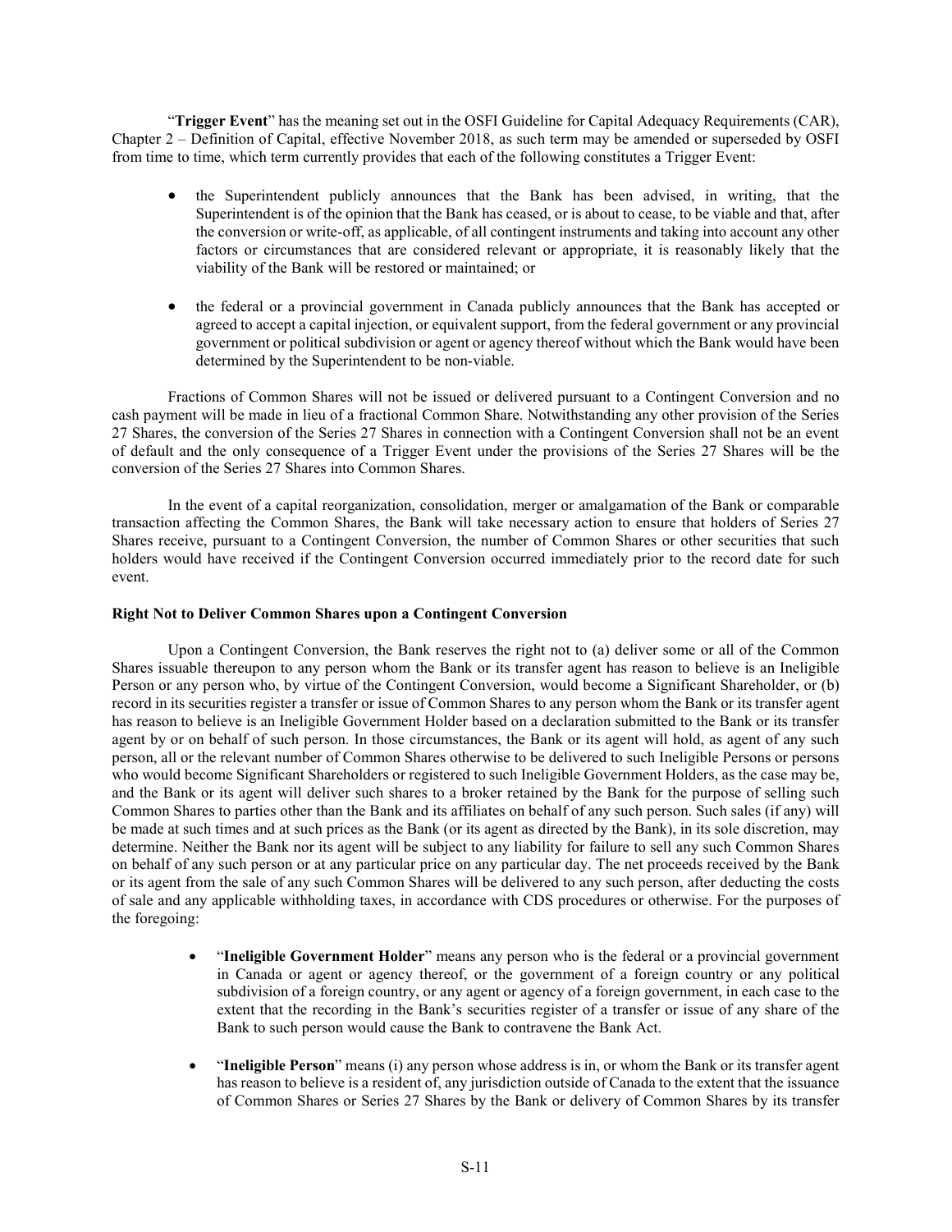"**Trigger Event**" has the meaning set out in the OSFI Guideline for Capital Adequacy Requirements (CAR), Chapter 2 – Definition of Capital, effective November 2018, as such term may be amended or superseded by OSFI from time to time, which term currently provides that each of the following constitutes a Trigger Event:

- the Superintendent publicly announces that the Bank has been advised, in writing, that the Superintendent is of the opinion that the Bank has ceased, or is about to cease, to be viable and that, after the conversion or write-off, as applicable, of all contingent instruments and taking into account any other factors or circumstances that are considered relevant or appropriate, it is reasonably likely that the viability of the Bank will be restored or maintained; or

- the federal or a provincial government in Canada publicly announces that the Bank has accepted or agreed to accept a capital injection, or equivalent support, from the federal government or any provincial government or political subdivision or agent or agency thereof without which the Bank would have been determined by the Superintendent to be non-viable.

Fractions of Common Shares will not be issued or delivered pursuant to a Contingent Conversion and no cash payment will be made in lieu of a fractional Common Share. Notwithstanding any other provision of the Series 27 Shares, the conversion of the Series 27 Shares in connection with a Contingent Conversion shall not be an event of default and the only consequence of a Trigger Event under the provisions of the Series 27 Shares will be the conversion of the Series 27 Shares into Common Shares.

In the event of a capital reorganization, consolidation, merger or amalgamation of the Bank or comparable transaction affecting the Common Shares, the Bank will take necessary action to ensure that holders of Series 27 Shares receive, pursuant to a Contingent Conversion, the number of Common Shares or other securities that such holders would have received if the Contingent Conversion occurred immediately prior to the record date for such event.

**Right Not to Deliver Common Shares upon a Contingent Conversion**

Upon a Contingent Conversion, the Bank reserves the right not to (a) deliver some or all of the Common Shares issuable thereupon to any person whom the Bank or its transfer agent has reason to believe is an Ineligible Person or any person who, by virtue of the Contingent Conversion, would become a Significant Shareholder, or (b) record in its securities register a transfer or issue of Common Shares to any person whom the Bank or its transfer agent has reason to believe is an Ineligible Government Holder based on a declaration submitted to the Bank or its transfer agent by or on behalf of such person. In those circumstances, the Bank or its agent will hold, as agent of any such person, all or the relevant number of Common Shares otherwise to be delivered to such Ineligible Persons or persons who would become Significant Shareholders or registered to such Ineligible Government Holders, as the case may be, and the Bank or its agent will deliver such shares to a broker retained by the Bank for the purpose of selling such Common Shares to parties other than the Bank and its affiliates on behalf of any such person. Such sales (if any) will be made at such times and at such prices as the Bank (or its agent as directed by the Bank), in its sole discretion, may determine. Neither the Bank nor its agent will be subject to any liability for failure to sell any such Common Shares on behalf of any such person or at any particular price on any particular day. The net proceeds received by the Bank or its agent from the sale of any such Common Shares will be delivered to any such person, after deducting the costs of sale and any applicable withholding taxes, in accordance with CDS procedures or otherwise. For the purposes of the foregoing:

- "**Ineligible Government Holder**" means any person who is the federal or a provincial government in Canada or agent or agency thereof, or the government of a foreign country or any political subdivision of a foreign country, or any agent or agency of a foreign government, in each case to the extent that the recording in the Bank's securities register of a transfer or issue of any share of the Bank to such person would cause the Bank to contravene the Bank Act.

- "**Ineligible Person**" means (i) any person whose address is in, or whom the Bank or its transfer agent has reason to believe is a resident of, any jurisdiction outside of Canada to the extent that the issuance of Common Shares or Series 27 Shares by the Bank or delivery of Common Shares by its transfer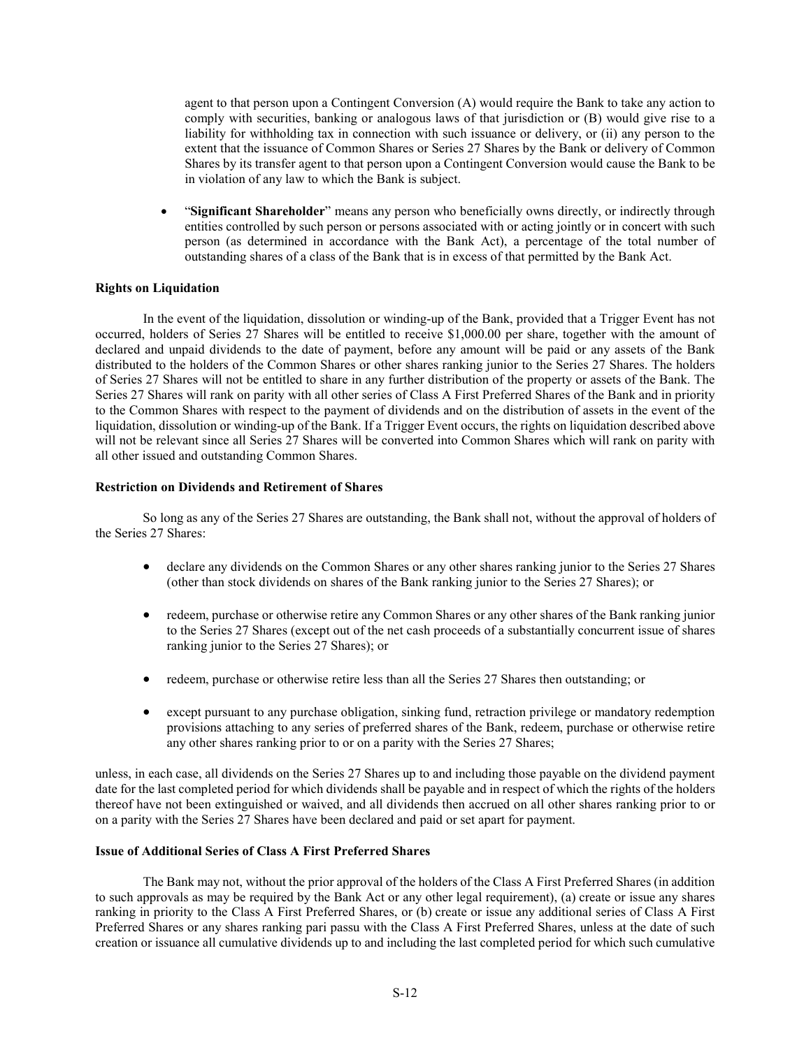agent to that person upon a Contingent Conversion (A) would require the Bank to take any action to comply with securities, banking or analogous laws of that jurisdiction or (B) would give rise to a liability for withholding tax in connection with such issuance or delivery, or (ii) any person to the extent that the issuance of Common Shares or Series 27 Shares by the Bank or delivery of Common Shares by its transfer agent to that person upon a Contingent Conversion would cause the Bank to be in violation of any law to which the Bank is subject.

- "**Significant Shareholder**" means any person who beneficially owns directly, or indirectly through entities controlled by such person or persons associated with or acting jointly or in concert with such person (as determined in accordance with the Bank Act), a percentage of the total number of outstanding shares of a class of the Bank that is in excess of that permitted by the Bank Act.

**Rights on Liquidation**

In the event of the liquidation, dissolution or winding-up of the Bank, provided that a Trigger Event has not occurred, holders of Series 27 Shares will be entitled to receive $1,000.00 per share, together with the amount of declared and unpaid dividends to the date of payment, before any amount will be paid or any assets of the Bank distributed to the holders of the Common Shares or other shares ranking junior to the Series 27 Shares. The holders of Series 27 Shares will not be entitled to share in any further distribution of the property or assets of the Bank. The Series 27 Shares will rank on parity with all other series of Class A First Preferred Shares of the Bank and in priority to the Common Shares with respect to the payment of dividends and on the distribution of assets in the event of the liquidation, dissolution or winding-up of the Bank. If a Trigger Event occurs, the rights on liquidation described above will not be relevant since all Series 27 Shares will be converted into Common Shares which will rank on parity with all other issued and outstanding Common Shares.

**Restriction on Dividends and Retirement of Shares**

So long as any of the Series 27 Shares are outstanding, the Bank shall not, without the approval of holders of the Series 27 Shares:

- declare any dividends on the Common Shares or any other shares ranking junior to the Series 27 Shares (other than stock dividends on shares of the Bank ranking junior to the Series 27 Shares); or
- redeem, purchase or otherwise retire any Common Shares or any other shares of the Bank ranking junior to the Series 27 Shares (except out of the net cash proceeds of a substantially concurrent issue of shares ranking junior to the Series 27 Shares); or
- redeem, purchase or otherwise retire less than all the Series 27 Shares then outstanding; or
- except pursuant to any purchase obligation, sinking fund, retraction privilege or mandatory redemption provisions attaching to any series of preferred shares of the Bank, redeem, purchase or otherwise retire any other shares ranking prior to or on a parity with the Series 27 Shares;

unless, in each case, all dividends on the Series 27 Shares up to and including those payable on the dividend payment date for the last completed period for which dividends shall be payable and in respect of which the rights of the holders thereof have not been extinguished or waived, and all dividends then accrued on all other shares ranking prior to or on a parity with the Series 27 Shares have been declared and paid or set apart for payment.

**Issue of Additional Series of Class A First Preferred Shares**

The Bank may not, without the prior approval of the holders of the Class A First Preferred Shares (in addition to such approvals as may be required by the Bank Act or any other legal requirement), (a) create or issue any shares ranking in priority to the Class A First Preferred Shares, or (b) create or issue any additional series of Class A First Preferred Shares or any shares ranking pari passu with the Class A First Preferred Shares, unless at the date of such creation or issuance all cumulative dividends up to and including the last completed period for which such cumulative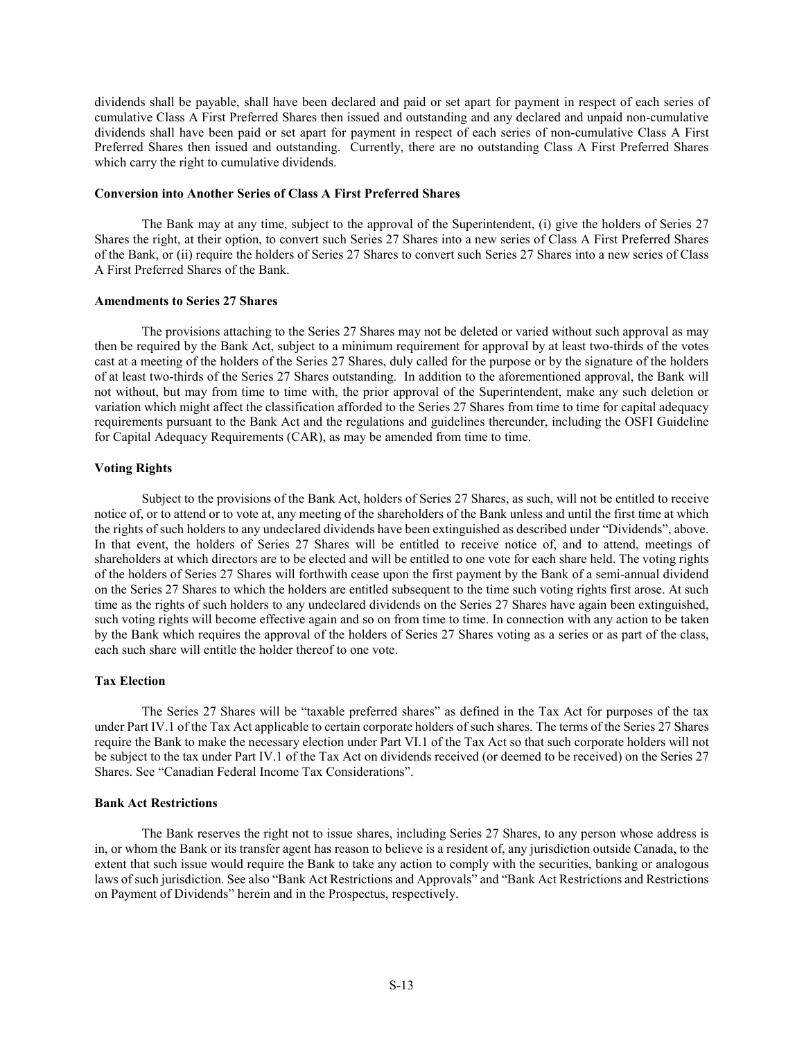dividends shall be payable, shall have been declared and paid or set apart for payment in respect of each series of cumulative Class A First Preferred Shares then issued and outstanding and any declared and unpaid non-cumulative dividends shall have been paid or set apart for payment in respect of each series of non-cumulative Class A First Preferred Shares then issued and outstanding. Currently, there are no outstanding Class A First Preferred Shares which carry the right to cumulative dividends.

**Conversion into Another Series of Class A First Preferred Shares**

The Bank may at any time, subject to the approval of the Superintendent, (i) give the holders of Series 27 Shares the right, at their option, to convert such Series 27 Shares into a new series of Class A First Preferred Shares of the Bank, or (ii) require the holders of Series 27 Shares to convert such Series 27 Shares into a new series of Class A First Preferred Shares of the Bank.

**Amendments to Series 27 Shares**

The provisions attaching to the Series 27 Shares may not be deleted or varied without such approval as may then be required by the Bank Act, subject to a minimum requirement for approval by at least two-thirds of the votes cast at a meeting of the holders of the Series 27 Shares, duly called for the purpose or by the signature of the holders of at least two-thirds of the Series 27 Shares outstanding. In addition to the aforementioned approval, the Bank will not without, but may from time to time with, the prior approval of the Superintendent, make any such deletion or variation which might affect the classification afforded to the Series 27 Shares from time to time for capital adequacy requirements pursuant to the Bank Act and the regulations and guidelines thereunder, including the OSFI Guideline for Capital Adequacy Requirements (CAR), as may be amended from time to time.

**Voting Rights**

Subject to the provisions of the Bank Act, holders of Series 27 Shares, as such, will not be entitled to receive notice of, or to attend or to vote at, any meeting of the shareholders of the Bank unless and until the first time at which the rights of such holders to any undeclared dividends have been extinguished as described under "Dividends", above. In that event, the holders of Series 27 Shares will be entitled to receive notice of, and to attend, meetings of shareholders at which directors are to be elected and will be entitled to one vote for each share held. The voting rights of the holders of Series 27 Shares will forthwith cease upon the first payment by the Bank of a semi-annual dividend on the Series 27 Shares to which the holders are entitled subsequent to the time such voting rights first arose. At such time as the rights of such holders to any undeclared dividends on the Series 27 Shares have again been extinguished, such voting rights will become effective again and so on from time to time. In connection with any action to be taken by the Bank which requires the approval of the holders of Series 27 Shares voting as a series or as part of the class, each such share will entitle the holder thereof to one vote.

**Tax Election**

The Series 27 Shares will be "taxable preferred shares" as defined in the Tax Act for purposes of the tax under Part IV.1 of the Tax Act applicable to certain corporate holders of such shares. The terms of the Series 27 Shares require the Bank to make the necessary election under Part VI.1 of the Tax Act so that such corporate holders will not be subject to the tax under Part IV.1 of the Tax Act on dividends received (or deemed to be received) on the Series 27 Shares. See "Canadian Federal Income Tax Considerations".

**Bank Act Restrictions**

The Bank reserves the right not to issue shares, including Series 27 Shares, to any person whose address is in, or whom the Bank or its transfer agent has reason to believe is a resident of, any jurisdiction outside Canada, to the extent that such issue would require the Bank to take any action to comply with the securities, banking or analogous laws of such jurisdiction. See also "Bank Act Restrictions and Approvals" and "Bank Act Restrictions and Restrictions on Payment of Dividends" herein and in the Prospectus, respectively.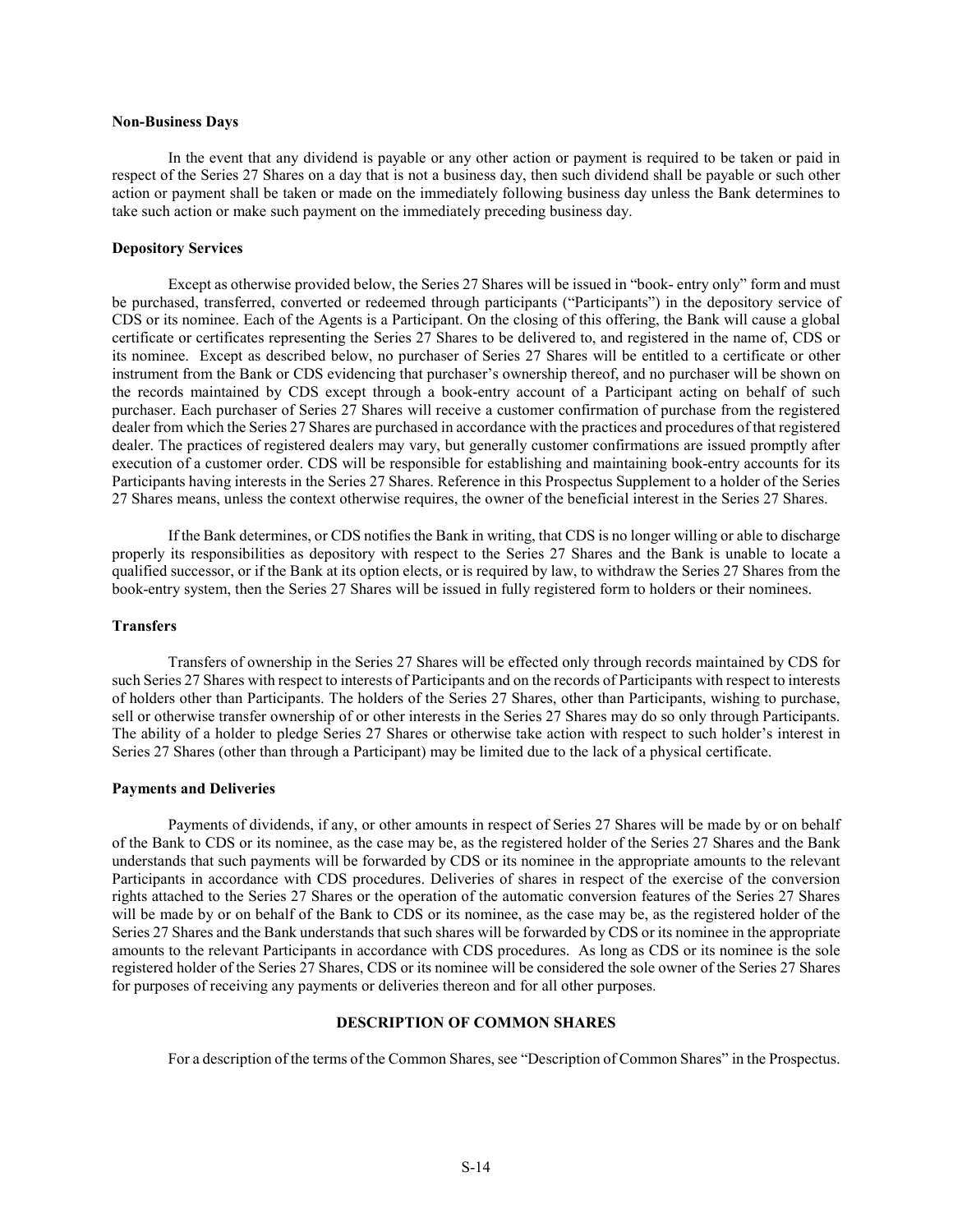**Non-Business Days**

In the event that any dividend is payable or any other action or payment is required to be taken or paid in respect of the Series 27 Shares on a day that is not a business day, then such dividend shall be payable or such other action or payment shall be taken or made on the immediately following business day unless the Bank determines to take such action or make such payment on the immediately preceding business day.

**Depository Services**

Except as otherwise provided below, the Series 27 Shares will be issued in "book- entry only" form and must be purchased, transferred, converted or redeemed through participants ("Participants") in the depository service of CDS or its nominee. Each of the Agents is a Participant. On the closing of this offering, the Bank will cause a global certificate or certificates representing the Series 27 Shares to be delivered to, and registered in the name of, CDS or its nominee. Except as described below, no purchaser of Series 27 Shares will be entitled to a certificate or other instrument from the Bank or CDS evidencing that purchaser's ownership thereof, and no purchaser will be shown on the records maintained by CDS except through a book-entry account of a Participant acting on behalf of such purchaser. Each purchaser of Series 27 Shares will receive a customer confirmation of purchase from the registered dealer from which the Series 27 Shares are purchased in accordance with the practices and procedures of that registered dealer. The practices of registered dealers may vary, but generally customer confirmations are issued promptly after execution of a customer order. CDS will be responsible for establishing and maintaining book-entry accounts for its Participants having interests in the Series 27 Shares. Reference in this Prospectus Supplement to a holder of the Series 27 Shares means, unless the context otherwise requires, the owner of the beneficial interest in the Series 27 Shares.

If the Bank determines, or CDS notifies the Bank in writing, that CDS is no longer willing or able to discharge properly its responsibilities as depository with respect to the Series 27 Shares and the Bank is unable to locate a qualified successor, or if the Bank at its option elects, or is required by law, to withdraw the Series 27 Shares from the book-entry system, then the Series 27 Shares will be issued in fully registered form to holders or their nominees.

**Transfers**

Transfers of ownership in the Series 27 Shares will be effected only through records maintained by CDS for such Series 27 Shares with respect to interests of Participants and on the records of Participants with respect to interests of holders other than Participants. The holders of the Series 27 Shares, other than Participants, wishing to purchase, sell or otherwise transfer ownership of or other interests in the Series 27 Shares may do so only through Participants. The ability of a holder to pledge Series 27 Shares or otherwise take action with respect to such holder's interest in Series 27 Shares (other than through a Participant) may be limited due to the lack of a physical certificate.

**Payments and Deliveries**

Payments of dividends, if any, or other amounts in respect of Series 27 Shares will be made by or on behalf of the Bank to CDS or its nominee, as the case may be, as the registered holder of the Series 27 Shares and the Bank understands that such payments will be forwarded by CDS or its nominee in the appropriate amounts to the relevant Participants in accordance with CDS procedures. Deliveries of shares in respect of the exercise of the conversion rights attached to the Series 27 Shares or the operation of the automatic conversion features of the Series 27 Shares will be made by or on behalf of the Bank to CDS or its nominee, as the case may be, as the registered holder of the Series 27 Shares and the Bank understands that such shares will be forwarded by CDS or its nominee in the appropriate amounts to the relevant Participants in accordance with CDS procedures. As long as CDS or its nominee is the sole registered holder of the Series 27 Shares, CDS or its nominee will be considered the sole owner of the Series 27 Shares for purposes of receiving any payments or deliveries thereon and for all other purposes.

## DESCRIPTION OF COMMON SHARES

For a description of the terms of the Common Shares, see "Description of Common Shares" in the Prospectus.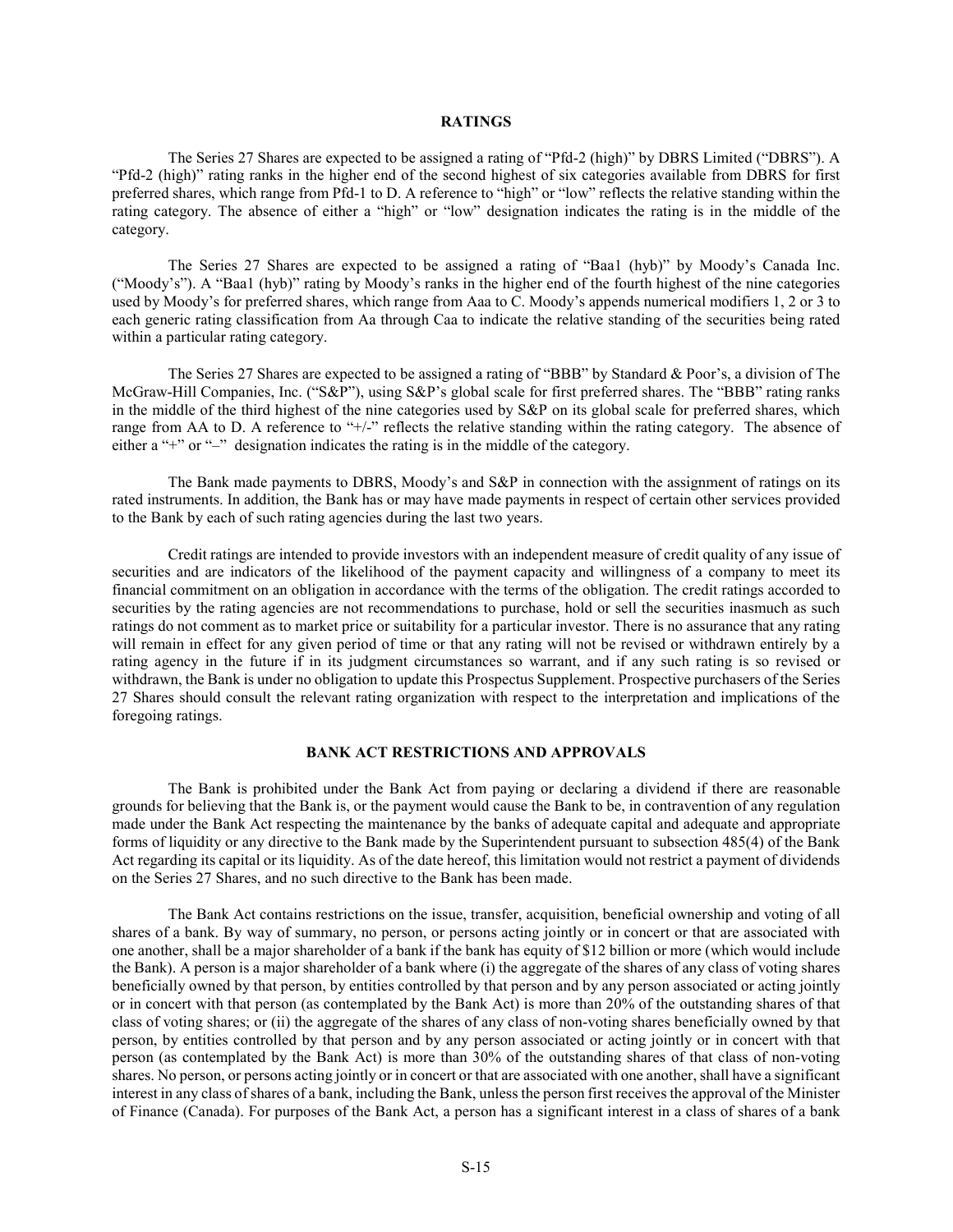## RATINGS

The Series 27 Shares are expected to be assigned a rating of "Pfd-2 (high)" by DBRS Limited ("DBRS"). A "Pfd-2 (high)" rating ranks in the higher end of the second highest of six categories available from DBRS for first preferred shares, which range from Pfd-1 to D. A reference to "high" or "low" reflects the relative standing within the rating category. The absence of either a "high" or "low" designation indicates the rating is in the middle of the category.

The Series 27 Shares are expected to be assigned a rating of "Baa1 (hyb)" by Moody's Canada Inc. ("Moody's"). A "Baa1 (hyb)" rating by Moody's ranks in the higher end of the fourth highest of the nine categories used by Moody's for preferred shares, which range from Aaa to C. Moody's appends numerical modifiers 1, 2 or 3 to each generic rating classification from Aa through Caa to indicate the relative standing of the securities being rated within a particular rating category.

The Series 27 Shares are expected to be assigned a rating of "BBB" by Standard & Poor's, a division of The McGraw-Hill Companies, Inc. ("S&P"), using S&P's global scale for first preferred shares. The "BBB" rating ranks in the middle of the third highest of the nine categories used by S&P on its global scale for preferred shares, which range from AA to D. A reference to "+/-" reflects the relative standing within the rating category. The absence of either a "+" or "–" designation indicates the rating is in the middle of the category.

The Bank made payments to DBRS, Moody's and S&P in connection with the assignment of ratings on its rated instruments. In addition, the Bank has or may have made payments in respect of certain other services provided to the Bank by each of such rating agencies during the last two years.

Credit ratings are intended to provide investors with an independent measure of credit quality of any issue of securities and are indicators of the likelihood of the payment capacity and willingness of a company to meet its financial commitment on an obligation in accordance with the terms of the obligation. The credit ratings accorded to securities by the rating agencies are not recommendations to purchase, hold or sell the securities inasmuch as such ratings do not comment as to market price or suitability for a particular investor. There is no assurance that any rating will remain in effect for any given period of time or that any rating will not be revised or withdrawn entirely by a rating agency in the future if in its judgment circumstances so warrant, and if any such rating is so revised or withdrawn, the Bank is under no obligation to update this Prospectus Supplement. Prospective purchasers of the Series 27 Shares should consult the relevant rating organization with respect to the interpretation and implications of the foregoing ratings.

## BANK ACT RESTRICTIONS AND APPROVALS

The Bank is prohibited under the Bank Act from paying or declaring a dividend if there are reasonable grounds for believing that the Bank is, or the payment would cause the Bank to be, in contravention of any regulation made under the Bank Act respecting the maintenance by the banks of adequate capital and adequate and appropriate forms of liquidity or any directive to the Bank made by the Superintendent pursuant to subsection 485(4) of the Bank Act regarding its capital or its liquidity. As of the date hereof, this limitation would not restrict a payment of dividends on the Series 27 Shares, and no such directive to the Bank has been made.

The Bank Act contains restrictions on the issue, transfer, acquisition, beneficial ownership and voting of all shares of a bank. By way of summary, no person, or persons acting jointly or in concert or that are associated with one another, shall be a major shareholder of a bank if the bank has equity of $12 billion or more (which would include the Bank). A person is a major shareholder of a bank where (i) the aggregate of the shares of any class of voting shares beneficially owned by that person, by entities controlled by that person and by any person associated or acting jointly or in concert with that person (as contemplated by the Bank Act) is more than 20% of the outstanding shares of that class of voting shares; or (ii) the aggregate of the shares of any class of non-voting shares beneficially owned by that person, by entities controlled by that person and by any person associated or acting jointly or in concert with that person (as contemplated by the Bank Act) is more than 30% of the outstanding shares of that class of non-voting shares. No person, or persons acting jointly or in concert or that are associated with one another, shall have a significant interest in any class of shares of a bank, including the Bank, unless the person first receives the approval of the Minister of Finance (Canada). For purposes of the Bank Act, a person has a significant interest in a class of shares of a bank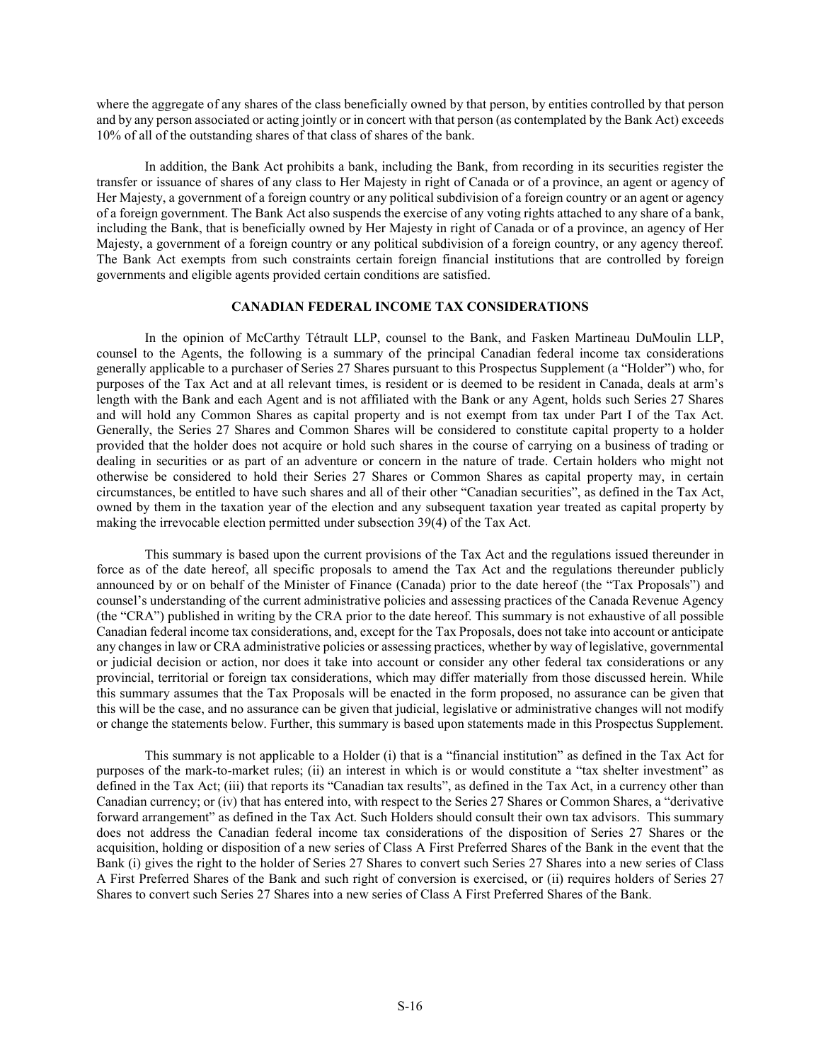where the aggregate of any shares of the class beneficially owned by that person, by entities controlled by that person and by any person associated or acting jointly or in concert with that person (as contemplated by the Bank Act) exceeds 10% of all of the outstanding shares of that class of shares of the bank.

In addition, the Bank Act prohibits a bank, including the Bank, from recording in its securities register the transfer or issuance of shares of any class to Her Majesty in right of Canada or of a province, an agent or agency of Her Majesty, a government of a foreign country or any political subdivision of a foreign country or an agent or agency of a foreign government. The Bank Act also suspends the exercise of any voting rights attached to any share of a bank, including the Bank, that is beneficially owned by Her Majesty in right of Canada or of a province, an agency of Her Majesty, a government of a foreign country or any political subdivision of a foreign country, or any agency thereof. The Bank Act exempts from such constraints certain foreign financial institutions that are controlled by foreign governments and eligible agents provided certain conditions are satisfied.

## CANADIAN FEDERAL INCOME TAX CONSIDERATIONS

In the opinion of McCarthy Tétrault LLP, counsel to the Bank, and Fasken Martineau DuMoulin LLP, counsel to the Agents, the following is a summary of the principal Canadian federal income tax considerations generally applicable to a purchaser of Series 27 Shares pursuant to this Prospectus Supplement (a "Holder") who, for purposes of the Tax Act and at all relevant times, is resident or is deemed to be resident in Canada, deals at arm's length with the Bank and each Agent and is not affiliated with the Bank or any Agent, holds such Series 27 Shares and will hold any Common Shares as capital property and is not exempt from tax under Part I of the Tax Act. Generally, the Series 27 Shares and Common Shares will be considered to constitute capital property to a holder provided that the holder does not acquire or hold such shares in the course of carrying on a business of trading or dealing in securities or as part of an adventure or concern in the nature of trade. Certain holders who might not otherwise be considered to hold their Series 27 Shares or Common Shares as capital property may, in certain circumstances, be entitled to have such shares and all of their other "Canadian securities", as defined in the Tax Act, owned by them in the taxation year of the election and any subsequent taxation year treated as capital property by making the irrevocable election permitted under subsection 39(4) of the Tax Act.

This summary is based upon the current provisions of the Tax Act and the regulations issued thereunder in force as of the date hereof, all specific proposals to amend the Tax Act and the regulations thereunder publicly announced by or on behalf of the Minister of Finance (Canada) prior to the date hereof (the "Tax Proposals") and counsel's understanding of the current administrative policies and assessing practices of the Canada Revenue Agency (the "CRA") published in writing by the CRA prior to the date hereof. This summary is not exhaustive of all possible Canadian federal income tax considerations, and, except for the Tax Proposals, does not take into account or anticipate any changes in law or CRA administrative policies or assessing practices, whether by way of legislative, governmental or judicial decision or action, nor does it take into account or consider any other federal tax considerations or any provincial, territorial or foreign tax considerations, which may differ materially from those discussed herein. While this summary assumes that the Tax Proposals will be enacted in the form proposed, no assurance can be given that this will be the case, and no assurance can be given that judicial, legislative or administrative changes will not modify or change the statements below. Further, this summary is based upon statements made in this Prospectus Supplement.

This summary is not applicable to a Holder (i) that is a "financial institution" as defined in the Tax Act for purposes of the mark-to-market rules; (ii) an interest in which is or would constitute a "tax shelter investment" as defined in the Tax Act; (iii) that reports its "Canadian tax results", as defined in the Tax Act, in a currency other than Canadian currency; or (iv) that has entered into, with respect to the Series 27 Shares or Common Shares, a "derivative forward arrangement" as defined in the Tax Act. Such Holders should consult their own tax advisors. This summary does not address the Canadian federal income tax considerations of the disposition of Series 27 Shares or the acquisition, holding or disposition of a new series of Class A First Preferred Shares of the Bank in the event that the Bank (i) gives the right to the holder of Series 27 Shares to convert such Series 27 Shares into a new series of Class A First Preferred Shares of the Bank and such right of conversion is exercised, or (ii) requires holders of Series 27 Shares to convert such Series 27 Shares into a new series of Class A First Preferred Shares of the Bank.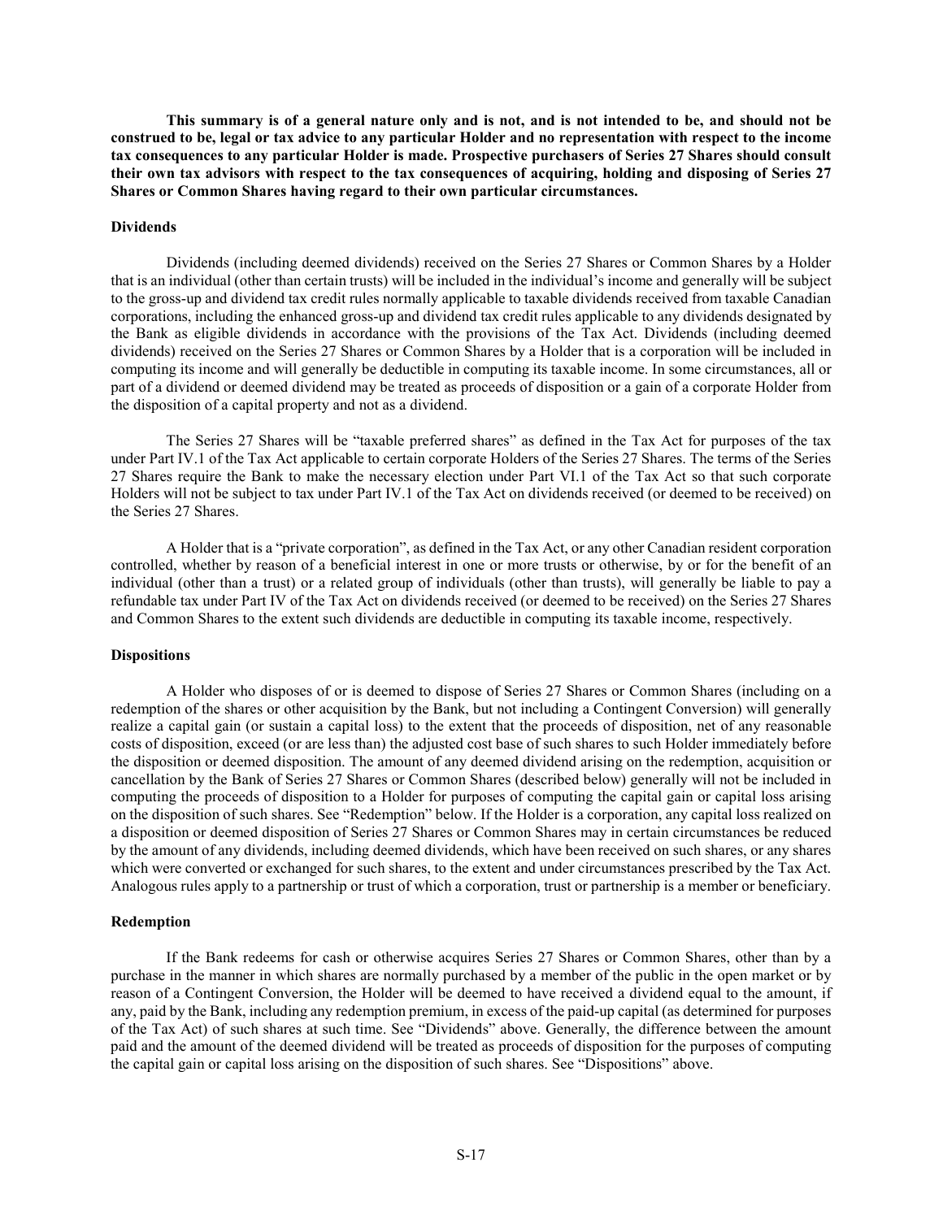**This summary is of a general nature only and is not, and is not intended to be, and should not be construed to be, legal or tax advice to any particular Holder and no representation with respect to the income tax consequences to any particular Holder is made. Prospective purchasers of Series 27 Shares should consult their own tax advisors with respect to the tax consequences of acquiring, holding and disposing of Series 27 Shares or Common Shares having regard to their own particular circumstances.**

### Dividends

Dividends (including deemed dividends) received on the Series 27 Shares or Common Shares by a Holder that is an individual (other than certain trusts) will be included in the individual's income and generally will be subject to the gross-up and dividend tax credit rules normally applicable to taxable dividends received from taxable Canadian corporations, including the enhanced gross-up and dividend tax credit rules applicable to any dividends designated by the Bank as eligible dividends in accordance with the provisions of the Tax Act. Dividends (including deemed dividends) received on the Series 27 Shares or Common Shares by a Holder that is a corporation will be included in computing its income and will generally be deductible in computing its taxable income. In some circumstances, all or part of a dividend or deemed dividend may be treated as proceeds of disposition or a gain of a corporate Holder from the disposition of a capital property and not as a dividend.

The Series 27 Shares will be "taxable preferred shares" as defined in the Tax Act for purposes of the tax under Part IV.1 of the Tax Act applicable to certain corporate Holders of the Series 27 Shares. The terms of the Series 27 Shares require the Bank to make the necessary election under Part VI.1 of the Tax Act so that such corporate Holders will not be subject to tax under Part IV.1 of the Tax Act on dividends received (or deemed to be received) on the Series 27 Shares.

A Holder that is a "private corporation", as defined in the Tax Act, or any other Canadian resident corporation controlled, whether by reason of a beneficial interest in one or more trusts or otherwise, by or for the benefit of an individual (other than a trust) or a related group of individuals (other than trusts), will generally be liable to pay a refundable tax under Part IV of the Tax Act on dividends received (or deemed to be received) on the Series 27 Shares and Common Shares to the extent such dividends are deductible in computing its taxable income, respectively.

### Dispositions

A Holder who disposes of or is deemed to dispose of Series 27 Shares or Common Shares (including on a redemption of the shares or other acquisition by the Bank, but not including a Contingent Conversion) will generally realize a capital gain (or sustain a capital loss) to the extent that the proceeds of disposition, net of any reasonable costs of disposition, exceed (or are less than) the adjusted cost base of such shares to such Holder immediately before the disposition or deemed disposition. The amount of any deemed dividend arising on the redemption, acquisition or cancellation by the Bank of Series 27 Shares or Common Shares (described below) generally will not be included in computing the proceeds of disposition to a Holder for purposes of computing the capital gain or capital loss arising on the disposition of such shares. See "Redemption" below. If the Holder is a corporation, any capital loss realized on a disposition or deemed disposition of Series 27 Shares or Common Shares may in certain circumstances be reduced by the amount of any dividends, including deemed dividends, which have been received on such shares, or any shares which were converted or exchanged for such shares, to the extent and under circumstances prescribed by the Tax Act. Analogous rules apply to a partnership or trust of which a corporation, trust or partnership is a member or beneficiary.

### Redemption

If the Bank redeems for cash or otherwise acquires Series 27 Shares or Common Shares, other than by a purchase in the manner in which shares are normally purchased by a member of the public in the open market or by reason of a Contingent Conversion, the Holder will be deemed to have received a dividend equal to the amount, if any, paid by the Bank, including any redemption premium, in excess of the paid-up capital (as determined for purposes of the Tax Act) of such shares at such time. See "Dividends" above. Generally, the difference between the amount paid and the amount of the deemed dividend will be treated as proceeds of disposition for the purposes of computing the capital gain or capital loss arising on the disposition of such shares. See "Dispositions" above.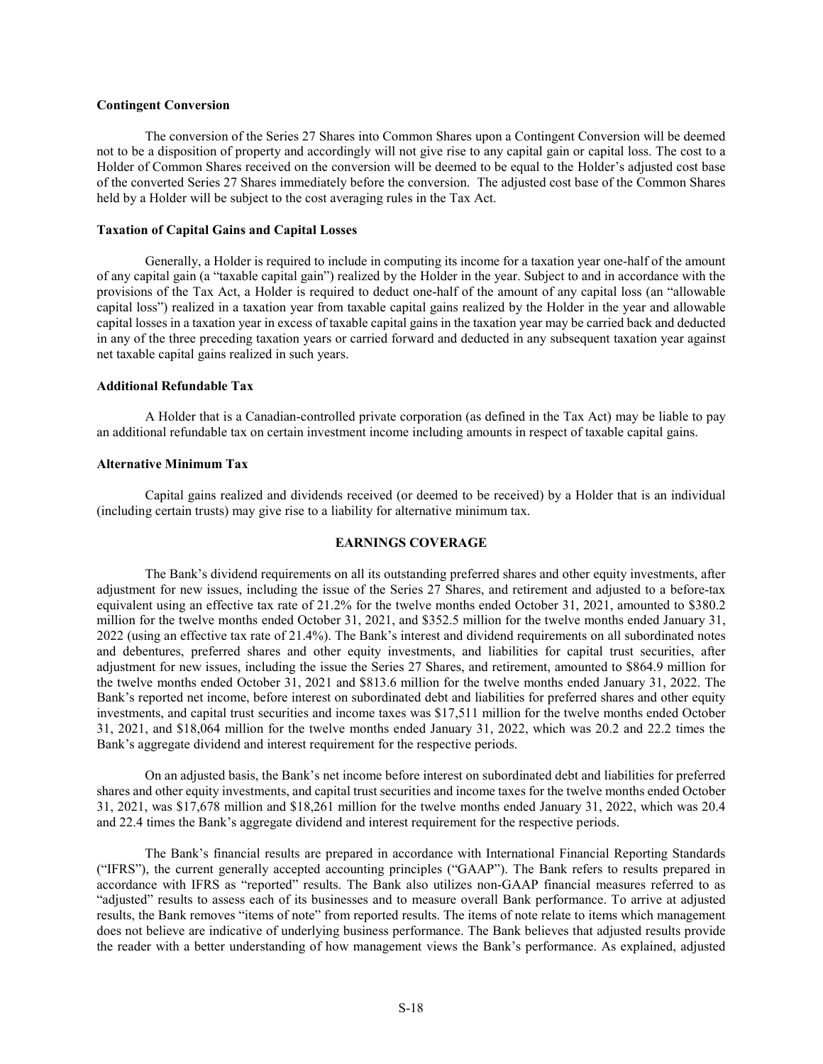**Contingent Conversion**

The conversion of the Series 27 Shares into Common Shares upon a Contingent Conversion will be deemed not to be a disposition of property and accordingly will not give rise to any capital gain or capital loss. The cost to a Holder of Common Shares received on the conversion will be deemed to be equal to the Holder's adjusted cost base of the converted Series 27 Shares immediately before the conversion. The adjusted cost base of the Common Shares held by a Holder will be subject to the cost averaging rules in the Tax Act.

**Taxation of Capital Gains and Capital Losses**

Generally, a Holder is required to include in computing its income for a taxation year one-half of the amount of any capital gain (a "taxable capital gain") realized by the Holder in the year. Subject to and in accordance with the provisions of the Tax Act, a Holder is required to deduct one-half of the amount of any capital loss (an "allowable capital loss") realized in a taxation year from taxable capital gains realized by the Holder in the year and allowable capital losses in a taxation year in excess of taxable capital gains in the taxation year may be carried back and deducted in any of the three preceding taxation years or carried forward and deducted in any subsequent taxation year against net taxable capital gains realized in such years.

**Additional Refundable Tax**

A Holder that is a Canadian-controlled private corporation (as defined in the Tax Act) may be liable to pay an additional refundable tax on certain investment income including amounts in respect of taxable capital gains.

**Alternative Minimum Tax**

Capital gains realized and dividends received (or deemed to be received) by a Holder that is an individual (including certain trusts) may give rise to a liability for alternative minimum tax.

## EARNINGS COVERAGE

The Bank's dividend requirements on all its outstanding preferred shares and other equity investments, after adjustment for new issues, including the issue of the Series 27 Shares, and retirement and adjusted to a before-tax equivalent using an effective tax rate of 21.2% for the twelve months ended October 31, 2021, amounted to $380.2 million for the twelve months ended October 31, 2021, and $352.5 million for the twelve months ended January 31, 2022 (using an effective tax rate of 21.4%). The Bank's interest and dividend requirements on all subordinated notes and debentures, preferred shares and other equity investments, and liabilities for capital trust securities, after adjustment for new issues, including the issue the Series 27 Shares, and retirement, amounted to $864.9 million for the twelve months ended October 31, 2021 and $813.6 million for the twelve months ended January 31, 2022. The Bank's reported net income, before interest on subordinated debt and liabilities for preferred shares and other equity investments, and capital trust securities and income taxes was $17,511 million for the twelve months ended October 31, 2021, and $18,064 million for the twelve months ended January 31, 2022, which was 20.2 and 22.2 times the Bank's aggregate dividend and interest requirement for the respective periods.

On an adjusted basis, the Bank's net income before interest on subordinated debt and liabilities for preferred shares and other equity investments, and capital trust securities and income taxes for the twelve months ended October 31, 2021, was $17,678 million and $18,261 million for the twelve months ended January 31, 2022, which was 20.4 and 22.4 times the Bank's aggregate dividend and interest requirement for the respective periods.

The Bank's financial results are prepared in accordance with International Financial Reporting Standards ("IFRS"), the current generally accepted accounting principles ("GAAP"). The Bank refers to results prepared in accordance with IFRS as "reported" results. The Bank also utilizes non-GAAP financial measures referred to as "adjusted" results to assess each of its businesses and to measure overall Bank performance. To arrive at adjusted results, the Bank removes "items of note" from reported results. The items of note relate to items which management does not believe are indicative of underlying business performance. The Bank believes that adjusted results provide the reader with a better understanding of how management views the Bank's performance. As explained, adjusted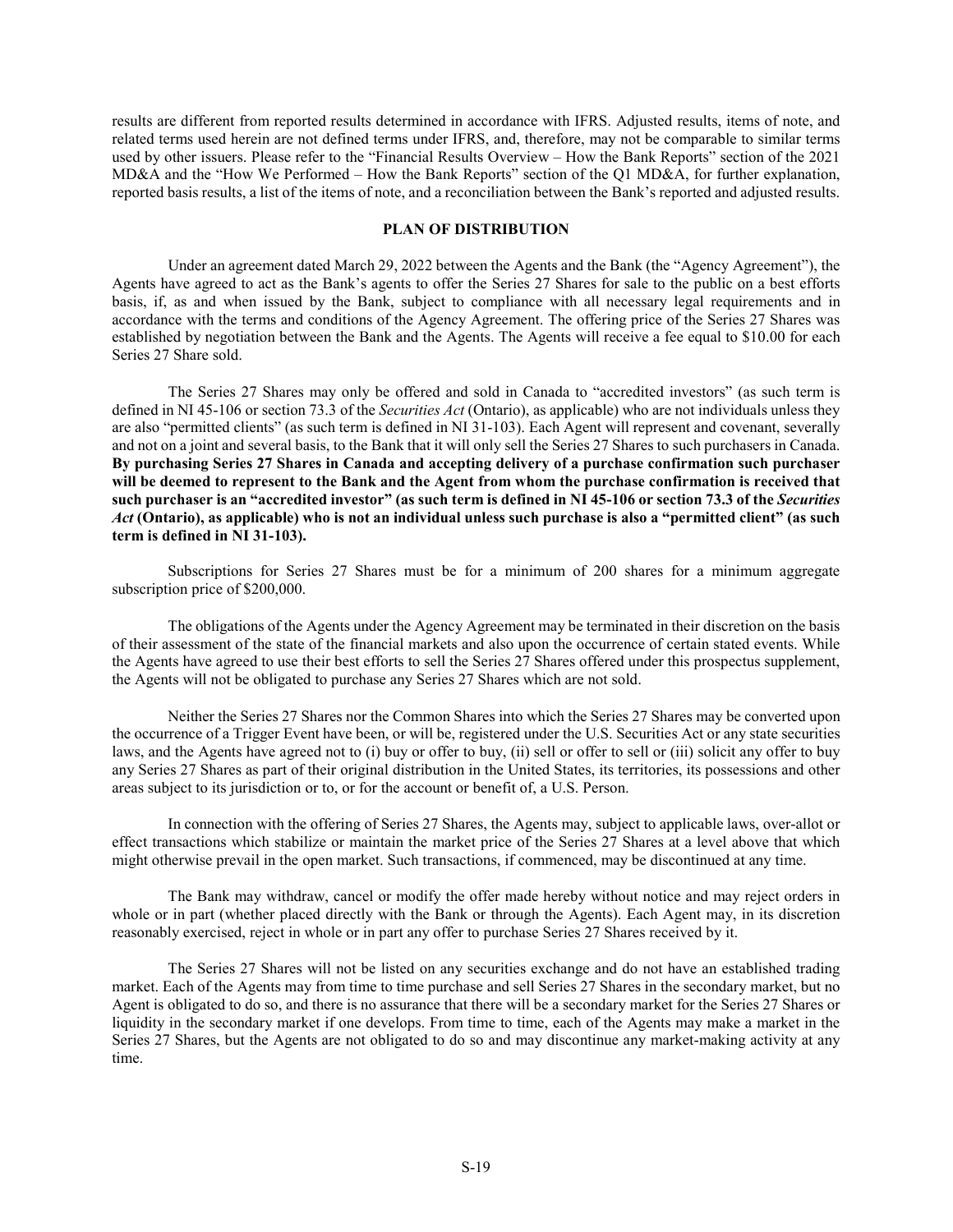results are different from reported results determined in accordance with IFRS. Adjusted results, items of note, and related terms used herein are not defined terms under IFRS, and, therefore, may not be comparable to similar terms used by other issuers. Please refer to the "Financial Results Overview – How the Bank Reports" section of the 2021 MD&A and the "How We Performed – How the Bank Reports" section of the Q1 MD&A, for further explanation, reported basis results, a list of the items of note, and a reconciliation between the Bank's reported and adjusted results.

## PLAN OF DISTRIBUTION

Under an agreement dated March 29, 2022 between the Agents and the Bank (the "Agency Agreement"), the Agents have agreed to act as the Bank's agents to offer the Series 27 Shares for sale to the public on a best efforts basis, if, as and when issued by the Bank, subject to compliance with all necessary legal requirements and in accordance with the terms and conditions of the Agency Agreement. The offering price of the Series 27 Shares was established by negotiation between the Bank and the Agents. The Agents will receive a fee equal to $10.00 for each Series 27 Share sold.

The Series 27 Shares may only be offered and sold in Canada to "accredited investors" (as such term is defined in NI 45-106 or section 73.3 of the *Securities Act* (Ontario), as applicable) who are not individuals unless they are also "permitted clients" (as such term is defined in NI 31-103). Each Agent will represent and covenant, severally and not on a joint and several basis, to the Bank that it will only sell the Series 27 Shares to such purchasers in Canada. **By purchasing Series 27 Shares in Canada and accepting delivery of a purchase confirmation such purchaser will be deemed to represent to the Bank and the Agent from whom the purchase confirmation is received that such purchaser is an "accredited investor" (as such term is defined in NI 45-106 or section 73.3 of the *Securities Act* (Ontario), as applicable) who is not an individual unless such purchase is also a "permitted client" (as such term is defined in NI 31-103).**

Subscriptions for Series 27 Shares must be for a minimum of 200 shares for a minimum aggregate subscription price of $200,000.

The obligations of the Agents under the Agency Agreement may be terminated in their discretion on the basis of their assessment of the state of the financial markets and also upon the occurrence of certain stated events. While the Agents have agreed to use their best efforts to sell the Series 27 Shares offered under this prospectus supplement, the Agents will not be obligated to purchase any Series 27 Shares which are not sold.

Neither the Series 27 Shares nor the Common Shares into which the Series 27 Shares may be converted upon the occurrence of a Trigger Event have been, or will be, registered under the U.S. Securities Act or any state securities laws, and the Agents have agreed not to (i) buy or offer to buy, (ii) sell or offer to sell or (iii) solicit any offer to buy any Series 27 Shares as part of their original distribution in the United States, its territories, its possessions and other areas subject to its jurisdiction or to, or for the account or benefit of, a U.S. Person.

In connection with the offering of Series 27 Shares, the Agents may, subject to applicable laws, over-allot or effect transactions which stabilize or maintain the market price of the Series 27 Shares at a level above that which might otherwise prevail in the open market. Such transactions, if commenced, may be discontinued at any time.

The Bank may withdraw, cancel or modify the offer made hereby without notice and may reject orders in whole or in part (whether placed directly with the Bank or through the Agents). Each Agent may, in its discretion reasonably exercised, reject in whole or in part any offer to purchase Series 27 Shares received by it.

The Series 27 Shares will not be listed on any securities exchange and do not have an established trading market. Each of the Agents may from time to time purchase and sell Series 27 Shares in the secondary market, but no Agent is obligated to do so, and there is no assurance that there will be a secondary market for the Series 27 Shares or liquidity in the secondary market if one develops. From time to time, each of the Agents may make a market in the Series 27 Shares, but the Agents are not obligated to do so and may discontinue any market-making activity at any time.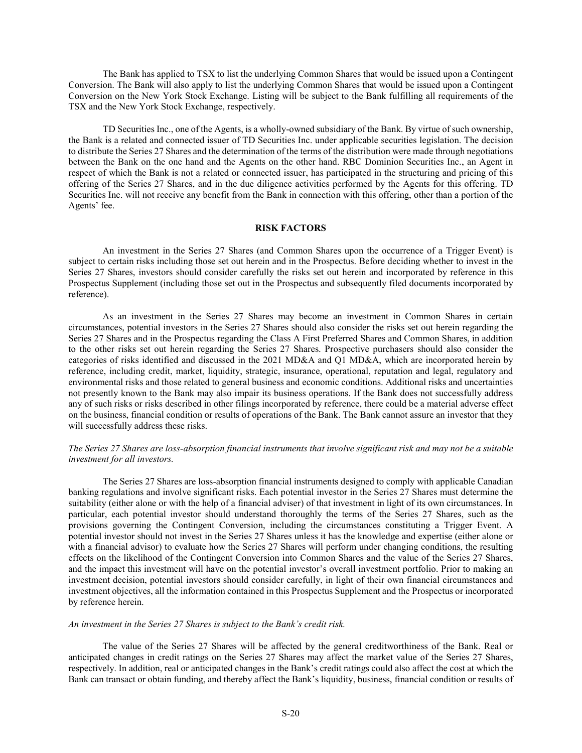The Bank has applied to TSX to list the underlying Common Shares that would be issued upon a Contingent Conversion. The Bank will also apply to list the underlying Common Shares that would be issued upon a Contingent Conversion on the New York Stock Exchange. Listing will be subject to the Bank fulfilling all requirements of the TSX and the New York Stock Exchange, respectively.

TD Securities Inc., one of the Agents, is a wholly-owned subsidiary of the Bank. By virtue of such ownership, the Bank is a related and connected issuer of TD Securities Inc. under applicable securities legislation. The decision to distribute the Series 27 Shares and the determination of the terms of the distribution were made through negotiations between the Bank on the one hand and the Agents on the other hand. RBC Dominion Securities Inc., an Agent in respect of which the Bank is not a related or connected issuer, has participated in the structuring and pricing of this offering of the Series 27 Shares, and in the due diligence activities performed by the Agents for this offering. TD Securities Inc. will not receive any benefit from the Bank in connection with this offering, other than a portion of the Agents' fee.

## RISK FACTORS

An investment in the Series 27 Shares (and Common Shares upon the occurrence of a Trigger Event) is subject to certain risks including those set out herein and in the Prospectus. Before deciding whether to invest in the Series 27 Shares, investors should consider carefully the risks set out herein and incorporated by reference in this Prospectus Supplement (including those set out in the Prospectus and subsequently filed documents incorporated by reference).

As an investment in the Series 27 Shares may become an investment in Common Shares in certain circumstances, potential investors in the Series 27 Shares should also consider the risks set out herein regarding the Series 27 Shares and in the Prospectus regarding the Class A First Preferred Shares and Common Shares, in addition to the other risks set out herein regarding the Series 27 Shares. Prospective purchasers should also consider the categories of risks identified and discussed in the 2021 MD&A and Q1 MD&A, which are incorporated herein by reference, including credit, market, liquidity, strategic, insurance, operational, reputation and legal, regulatory and environmental risks and those related to general business and economic conditions. Additional risks and uncertainties not presently known to the Bank may also impair its business operations. If the Bank does not successfully address any of such risks or risks described in other filings incorporated by reference, there could be a material adverse effect on the business, financial condition or results of operations of the Bank. The Bank cannot assure an investor that they will successfully address these risks.

*The Series 27 Shares are loss-absorption financial instruments that involve significant risk and may not be a suitable investment for all investors.*

The Series 27 Shares are loss-absorption financial instruments designed to comply with applicable Canadian banking regulations and involve significant risks. Each potential investor in the Series 27 Shares must determine the suitability (either alone or with the help of a financial adviser) of that investment in light of its own circumstances. In particular, each potential investor should understand thoroughly the terms of the Series 27 Shares, such as the provisions governing the Contingent Conversion, including the circumstances constituting a Trigger Event. A potential investor should not invest in the Series 27 Shares unless it has the knowledge and expertise (either alone or with a financial advisor) to evaluate how the Series 27 Shares will perform under changing conditions, the resulting effects on the likelihood of the Contingent Conversion into Common Shares and the value of the Series 27 Shares, and the impact this investment will have on the potential investor's overall investment portfolio. Prior to making an investment decision, potential investors should consider carefully, in light of their own financial circumstances and investment objectives, all the information contained in this Prospectus Supplement and the Prospectus or incorporated by reference herein.

*An investment in the Series 27 Shares is subject to the Bank's credit risk.*

The value of the Series 27 Shares will be affected by the general creditworthiness of the Bank. Real or anticipated changes in credit ratings on the Series 27 Shares may affect the market value of the Series 27 Shares, respectively. In addition, real or anticipated changes in the Bank's credit ratings could also affect the cost at which the Bank can transact or obtain funding, and thereby affect the Bank's liquidity, business, financial condition or results of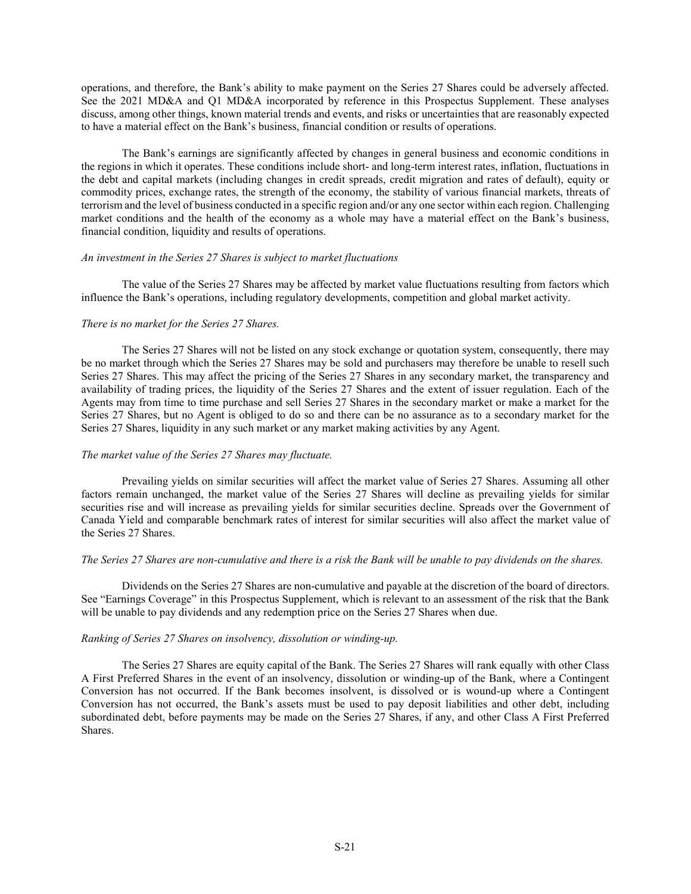operations, and therefore, the Bank's ability to make payment on the Series 27 Shares could be adversely affected. See the 2021 MD&A and Q1 MD&A incorporated by reference in this Prospectus Supplement. These analyses discuss, among other things, known material trends and events, and risks or uncertainties that are reasonably expected to have a material effect on the Bank's business, financial condition or results of operations.

The Bank's earnings are significantly affected by changes in general business and economic conditions in the regions in which it operates. These conditions include short- and long-term interest rates, inflation, fluctuations in the debt and capital markets (including changes in credit spreads, credit migration and rates of default), equity or commodity prices, exchange rates, the strength of the economy, the stability of various financial markets, threats of terrorism and the level of business conducted in a specific region and/or any one sector within each region. Challenging market conditions and the health of the economy as a whole may have a material effect on the Bank's business, financial condition, liquidity and results of operations.

*An investment in the Series 27 Shares is subject to market fluctuations*

The value of the Series 27 Shares may be affected by market value fluctuations resulting from factors which influence the Bank's operations, including regulatory developments, competition and global market activity.

*There is no market for the Series 27 Shares.*

The Series 27 Shares will not be listed on any stock exchange or quotation system, consequently, there may be no market through which the Series 27 Shares may be sold and purchasers may therefore be unable to resell such Series 27 Shares. This may affect the pricing of the Series 27 Shares in any secondary market, the transparency and availability of trading prices, the liquidity of the Series 27 Shares and the extent of issuer regulation. Each of the Agents may from time to time purchase and sell Series 27 Shares in the secondary market or make a market for the Series 27 Shares, but no Agent is obliged to do so and there can be no assurance as to a secondary market for the Series 27 Shares, liquidity in any such market or any market making activities by any Agent.

*The market value of the Series 27 Shares may fluctuate.*

Prevailing yields on similar securities will affect the market value of Series 27 Shares. Assuming all other factors remain unchanged, the market value of the Series 27 Shares will decline as prevailing yields for similar securities rise and will increase as prevailing yields for similar securities decline. Spreads over the Government of Canada Yield and comparable benchmark rates of interest for similar securities will also affect the market value of the Series 27 Shares.

*The Series 27 Shares are non-cumulative and there is a risk the Bank will be unable to pay dividends on the shares.*

Dividends on the Series 27 Shares are non-cumulative and payable at the discretion of the board of directors. See "Earnings Coverage" in this Prospectus Supplement, which is relevant to an assessment of the risk that the Bank will be unable to pay dividends and any redemption price on the Series 27 Shares when due.

*Ranking of Series 27 Shares on insolvency, dissolution or winding-up.*

The Series 27 Shares are equity capital of the Bank. The Series 27 Shares will rank equally with other Class A First Preferred Shares in the event of an insolvency, dissolution or winding-up of the Bank, where a Contingent Conversion has not occurred. If the Bank becomes insolvent, is dissolved or is wound-up where a Contingent Conversion has not occurred, the Bank's assets must be used to pay deposit liabilities and other debt, including subordinated debt, before payments may be made on the Series 27 Shares, if any, and other Class A First Preferred Shares.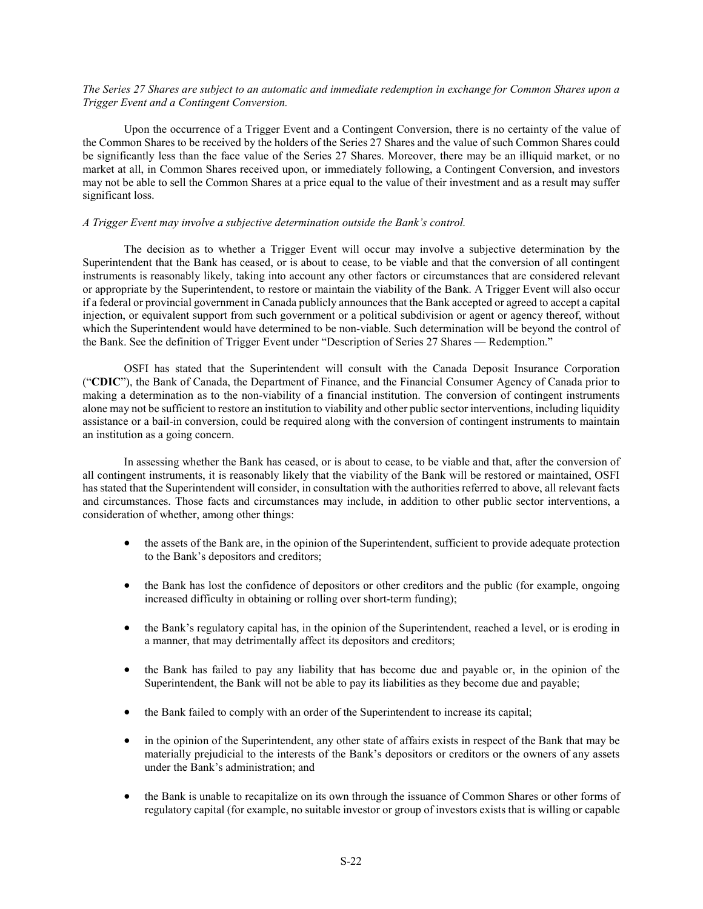*The Series 27 Shares are subject to an automatic and immediate redemption in exchange for Common Shares upon a Trigger Event and a Contingent Conversion.*

Upon the occurrence of a Trigger Event and a Contingent Conversion, there is no certainty of the value of the Common Shares to be received by the holders of the Series 27 Shares and the value of such Common Shares could be significantly less than the face value of the Series 27 Shares. Moreover, there may be an illiquid market, or no market at all, in Common Shares received upon, or immediately following, a Contingent Conversion, and investors may not be able to sell the Common Shares at a price equal to the value of their investment and as a result may suffer significant loss.

*A Trigger Event may involve a subjective determination outside the Bank's control.*

The decision as to whether a Trigger Event will occur may involve a subjective determination by the Superintendent that the Bank has ceased, or is about to cease, to be viable and that the conversion of all contingent instruments is reasonably likely, taking into account any other factors or circumstances that are considered relevant or appropriate by the Superintendent, to restore or maintain the viability of the Bank. A Trigger Event will also occur if a federal or provincial government in Canada publicly announces that the Bank accepted or agreed to accept a capital injection, or equivalent support from such government or a political subdivision or agent or agency thereof, without which the Superintendent would have determined to be non-viable. Such determination will be beyond the control of the Bank. See the definition of Trigger Event under "Description of Series 27 Shares — Redemption."

OSFI has stated that the Superintendent will consult with the Canada Deposit Insurance Corporation ("**CDIC**"), the Bank of Canada, the Department of Finance, and the Financial Consumer Agency of Canada prior to making a determination as to the non-viability of a financial institution. The conversion of contingent instruments alone may not be sufficient to restore an institution to viability and other public sector interventions, including liquidity assistance or a bail-in conversion, could be required along with the conversion of contingent instruments to maintain an institution as a going concern.

In assessing whether the Bank has ceased, or is about to cease, to be viable and that, after the conversion of all contingent instruments, it is reasonably likely that the viability of the Bank will be restored or maintained, OSFI has stated that the Superintendent will consider, in consultation with the authorities referred to above, all relevant facts and circumstances. Those facts and circumstances may include, in addition to other public sector interventions, a consideration of whether, among other things:

- the assets of the Bank are, in the opinion of the Superintendent, sufficient to provide adequate protection to the Bank's depositors and creditors;
- the Bank has lost the confidence of depositors or other creditors and the public (for example, ongoing increased difficulty in obtaining or rolling over short-term funding);
- the Bank's regulatory capital has, in the opinion of the Superintendent, reached a level, or is eroding in a manner, that may detrimentally affect its depositors and creditors;
- the Bank has failed to pay any liability that has become due and payable or, in the opinion of the Superintendent, the Bank will not be able to pay its liabilities as they become due and payable;
- the Bank failed to comply with an order of the Superintendent to increase its capital;
- in the opinion of the Superintendent, any other state of affairs exists in respect of the Bank that may be materially prejudicial to the interests of the Bank's depositors or creditors or the owners of any assets under the Bank's administration; and
- the Bank is unable to recapitalize on its own through the issuance of Common Shares or other forms of regulatory capital (for example, no suitable investor or group of investors exists that is willing or capable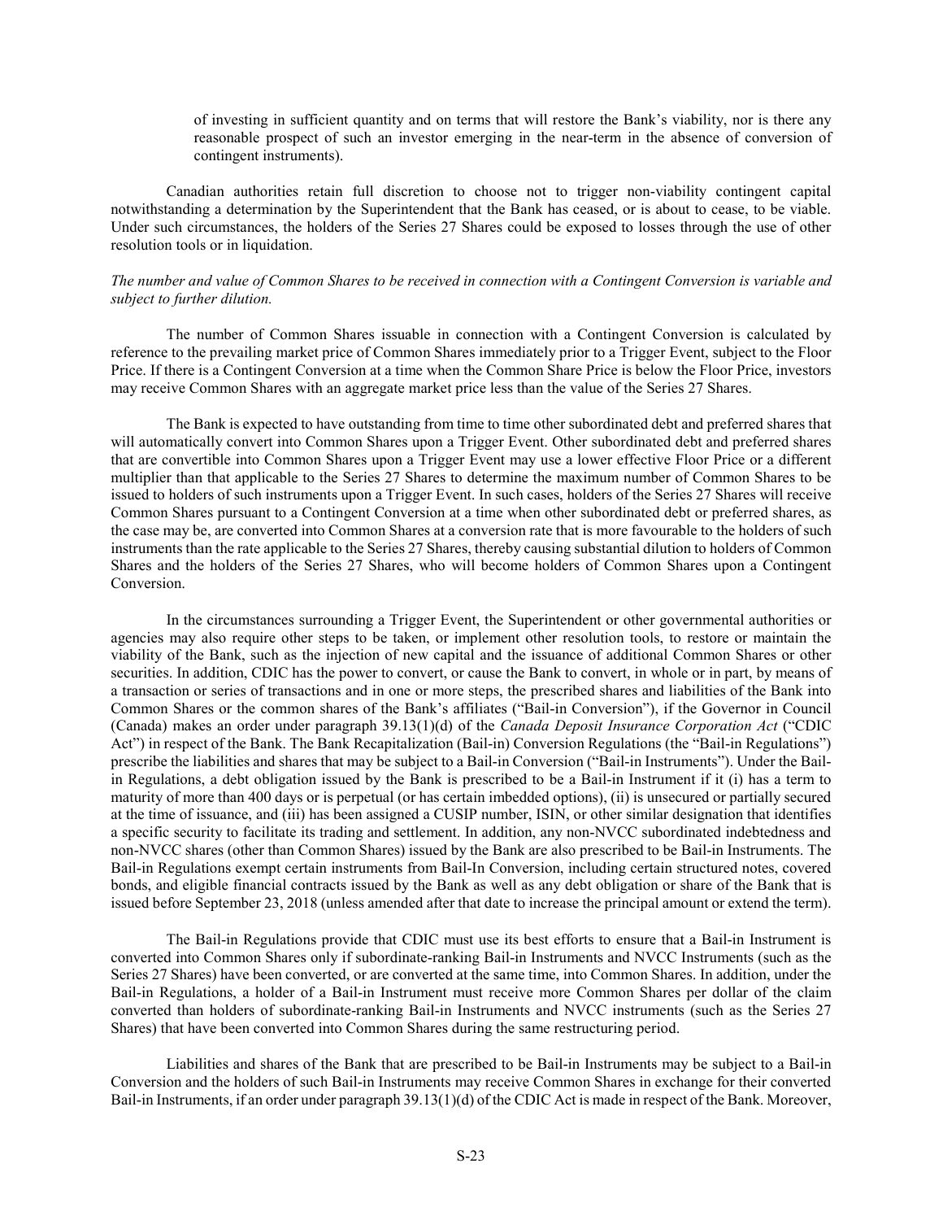of investing in sufficient quantity and on terms that will restore the Bank's viability, nor is there any reasonable prospect of such an investor emerging in the near-term in the absence of conversion of contingent instruments).

Canadian authorities retain full discretion to choose not to trigger non-viability contingent capital notwithstanding a determination by the Superintendent that the Bank has ceased, or is about to cease, to be viable. Under such circumstances, the holders of the Series 27 Shares could be exposed to losses through the use of other resolution tools or in liquidation.

*The number and value of Common Shares to be received in connection with a Contingent Conversion is variable and subject to further dilution.*

The number of Common Shares issuable in connection with a Contingent Conversion is calculated by reference to the prevailing market price of Common Shares immediately prior to a Trigger Event, subject to the Floor Price. If there is a Contingent Conversion at a time when the Common Share Price is below the Floor Price, investors may receive Common Shares with an aggregate market price less than the value of the Series 27 Shares.

The Bank is expected to have outstanding from time to time other subordinated debt and preferred shares that will automatically convert into Common Shares upon a Trigger Event. Other subordinated debt and preferred shares that are convertible into Common Shares upon a Trigger Event may use a lower effective Floor Price or a different multiplier than that applicable to the Series 27 Shares to determine the maximum number of Common Shares to be issued to holders of such instruments upon a Trigger Event. In such cases, holders of the Series 27 Shares will receive Common Shares pursuant to a Contingent Conversion at a time when other subordinated debt or preferred shares, as the case may be, are converted into Common Shares at a conversion rate that is more favourable to the holders of such instruments than the rate applicable to the Series 27 Shares, thereby causing substantial dilution to holders of Common Shares and the holders of the Series 27 Shares, who will become holders of Common Shares upon a Contingent Conversion.

In the circumstances surrounding a Trigger Event, the Superintendent or other governmental authorities or agencies may also require other steps to be taken, or implement other resolution tools, to restore or maintain the viability of the Bank, such as the injection of new capital and the issuance of additional Common Shares or other securities. In addition, CDIC has the power to convert, or cause the Bank to convert, in whole or in part, by means of a transaction or series of transactions and in one or more steps, the prescribed shares and liabilities of the Bank into Common Shares or the common shares of the Bank's affiliates ("Bail-in Conversion"), if the Governor in Council (Canada) makes an order under paragraph 39.13(1)(d) of the *Canada Deposit Insurance Corporation Act* ("CDIC Act") in respect of the Bank. The Bank Recapitalization (Bail-in) Conversion Regulations (the "Bail-in Regulations") prescribe the liabilities and shares that may be subject to a Bail-in Conversion ("Bail-in Instruments"). Under the Bail-in Regulations, a debt obligation issued by the Bank is prescribed to be a Bail-in Instrument if it (i) has a term to maturity of more than 400 days or is perpetual (or has certain imbedded options), (ii) is unsecured or partially secured at the time of issuance, and (iii) has been assigned a CUSIP number, ISIN, or other similar designation that identifies a specific security to facilitate its trading and settlement. In addition, any non-NVCC subordinated indebtedness and non-NVCC shares (other than Common Shares) issued by the Bank are also prescribed to be Bail-in Instruments. The Bail-in Regulations exempt certain instruments from Bail-In Conversion, including certain structured notes, covered bonds, and eligible financial contracts issued by the Bank as well as any debt obligation or share of the Bank that is issued before September 23, 2018 (unless amended after that date to increase the principal amount or extend the term).

The Bail-in Regulations provide that CDIC must use its best efforts to ensure that a Bail-in Instrument is converted into Common Shares only if subordinate-ranking Bail-in Instruments and NVCC Instruments (such as the Series 27 Shares) have been converted, or are converted at the same time, into Common Shares. In addition, under the Bail-in Regulations, a holder of a Bail-in Instrument must receive more Common Shares per dollar of the claim converted than holders of subordinate-ranking Bail-in Instruments and NVCC instruments (such as the Series 27 Shares) that have been converted into Common Shares during the same restructuring period.

Liabilities and shares of the Bank that are prescribed to be Bail-in Instruments may be subject to a Bail-in Conversion and the holders of such Bail-in Instruments may receive Common Shares in exchange for their converted Bail-in Instruments, if an order under paragraph 39.13(1)(d) of the CDIC Act is made in respect of the Bank. Moreover,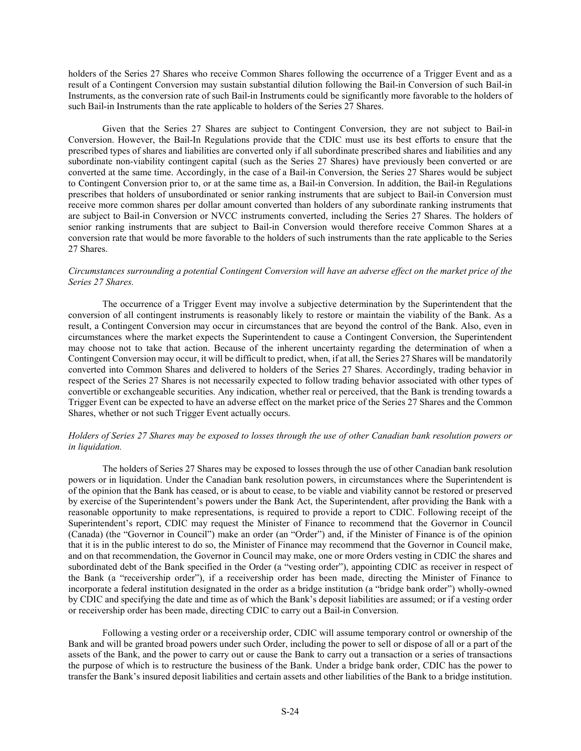holders of the Series 27 Shares who receive Common Shares following the occurrence of a Trigger Event and as a result of a Contingent Conversion may sustain substantial dilution following the Bail-in Conversion of such Bail-in Instruments, as the conversion rate of such Bail-in Instruments could be significantly more favorable to the holders of such Bail-in Instruments than the rate applicable to holders of the Series 27 Shares.

Given that the Series 27 Shares are subject to Contingent Conversion, they are not subject to Bail-in Conversion. However, the Bail-In Regulations provide that the CDIC must use its best efforts to ensure that the prescribed types of shares and liabilities are converted only if all subordinate prescribed shares and liabilities and any subordinate non-viability contingent capital (such as the Series 27 Shares) have previously been converted or are converted at the same time. Accordingly, in the case of a Bail-in Conversion, the Series 27 Shares would be subject to Contingent Conversion prior to, or at the same time as, a Bail-in Conversion. In addition, the Bail-in Regulations prescribes that holders of unsubordinated or senior ranking instruments that are subject to Bail-in Conversion must receive more common shares per dollar amount converted than holders of any subordinate ranking instruments that are subject to Bail-in Conversion or NVCC instruments converted, including the Series 27 Shares. The holders of senior ranking instruments that are subject to Bail-in Conversion would therefore receive Common Shares at a conversion rate that would be more favorable to the holders of such instruments than the rate applicable to the Series 27 Shares.

*Circumstances surrounding a potential Contingent Conversion will have an adverse effect on the market price of the Series 27 Shares.*

The occurrence of a Trigger Event may involve a subjective determination by the Superintendent that the conversion of all contingent instruments is reasonably likely to restore or maintain the viability of the Bank. As a result, a Contingent Conversion may occur in circumstances that are beyond the control of the Bank. Also, even in circumstances where the market expects the Superintendent to cause a Contingent Conversion, the Superintendent may choose not to take that action. Because of the inherent uncertainty regarding the determination of when a Contingent Conversion may occur, it will be difficult to predict, when, if at all, the Series 27 Shares will be mandatorily converted into Common Shares and delivered to holders of the Series 27 Shares. Accordingly, trading behavior in respect of the Series 27 Shares is not necessarily expected to follow trading behavior associated with other types of convertible or exchangeable securities. Any indication, whether real or perceived, that the Bank is trending towards a Trigger Event can be expected to have an adverse effect on the market price of the Series 27 Shares and the Common Shares, whether or not such Trigger Event actually occurs.

*Holders of Series 27 Shares may be exposed to losses through the use of other Canadian bank resolution powers or in liquidation.*

The holders of Series 27 Shares may be exposed to losses through the use of other Canadian bank resolution powers or in liquidation. Under the Canadian bank resolution powers, in circumstances where the Superintendent is of the opinion that the Bank has ceased, or is about to cease, to be viable and viability cannot be restored or preserved by exercise of the Superintendent's powers under the Bank Act, the Superintendent, after providing the Bank with a reasonable opportunity to make representations, is required to provide a report to CDIC. Following receipt of the Superintendent's report, CDIC may request the Minister of Finance to recommend that the Governor in Council (Canada) (the "Governor in Council") make an order (an "Order") and, if the Minister of Finance is of the opinion that it is in the public interest to do so, the Minister of Finance may recommend that the Governor in Council make, and on that recommendation, the Governor in Council may make, one or more Orders vesting in CDIC the shares and subordinated debt of the Bank specified in the Order (a "vesting order"), appointing CDIC as receiver in respect of the Bank (a "receivership order"), if a receivership order has been made, directing the Minister of Finance to incorporate a federal institution designated in the order as a bridge institution (a "bridge bank order") wholly-owned by CDIC and specifying the date and time as of which the Bank's deposit liabilities are assumed; or if a vesting order or receivership order has been made, directing CDIC to carry out a Bail-in Conversion.

Following a vesting order or a receivership order, CDIC will assume temporary control or ownership of the Bank and will be granted broad powers under such Order, including the power to sell or dispose of all or a part of the assets of the Bank, and the power to carry out or cause the Bank to carry out a transaction or a series of transactions the purpose of which is to restructure the business of the Bank. Under a bridge bank order, CDIC has the power to transfer the Bank's insured deposit liabilities and certain assets and other liabilities of the Bank to a bridge institution.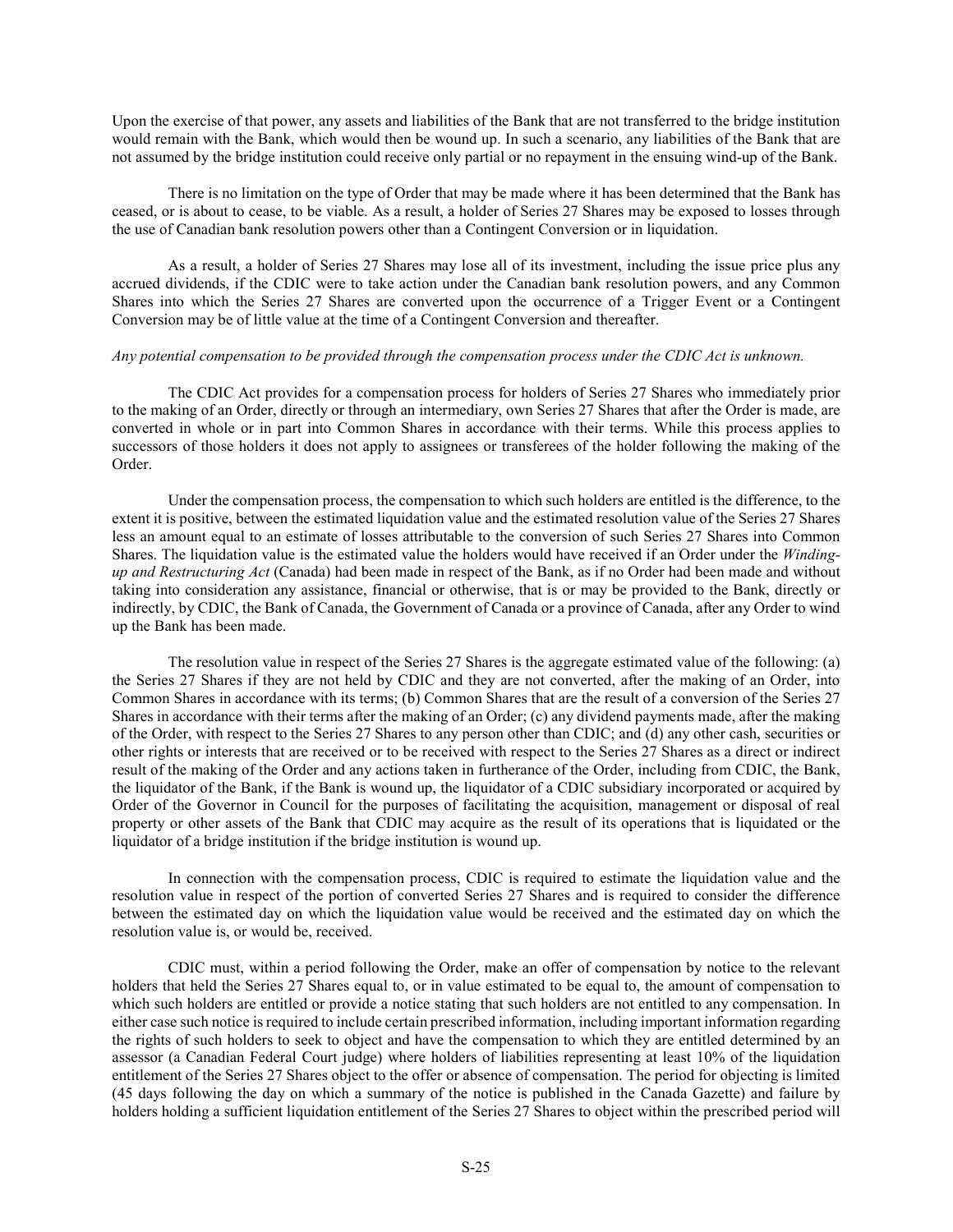Upon the exercise of that power, any assets and liabilities of the Bank that are not transferred to the bridge institution would remain with the Bank, which would then be wound up. In such a scenario, any liabilities of the Bank that are not assumed by the bridge institution could receive only partial or no repayment in the ensuing wind-up of the Bank.

There is no limitation on the type of Order that may be made where it has been determined that the Bank has ceased, or is about to cease, to be viable. As a result, a holder of Series 27 Shares may be exposed to losses through the use of Canadian bank resolution powers other than a Contingent Conversion or in liquidation.

As a result, a holder of Series 27 Shares may lose all of its investment, including the issue price plus any accrued dividends, if the CDIC were to take action under the Canadian bank resolution powers, and any Common Shares into which the Series 27 Shares are converted upon the occurrence of a Trigger Event or a Contingent Conversion may be of little value at the time of a Contingent Conversion and thereafter.

*Any potential compensation to be provided through the compensation process under the CDIC Act is unknown.*

The CDIC Act provides for a compensation process for holders of Series 27 Shares who immediately prior to the making of an Order, directly or through an intermediary, own Series 27 Shares that after the Order is made, are converted in whole or in part into Common Shares in accordance with their terms. While this process applies to successors of those holders it does not apply to assignees or transferees of the holder following the making of the Order.

Under the compensation process, the compensation to which such holders are entitled is the difference, to the extent it is positive, between the estimated liquidation value and the estimated resolution value of the Series 27 Shares less an amount equal to an estimate of losses attributable to the conversion of such Series 27 Shares into Common Shares. The liquidation value is the estimated value the holders would have received if an Order under the *Winding-up and Restructuring Act* (Canada) had been made in respect of the Bank, as if no Order had been made and without taking into consideration any assistance, financial or otherwise, that is or may be provided to the Bank, directly or indirectly, by CDIC, the Bank of Canada, the Government of Canada or a province of Canada, after any Order to wind up the Bank has been made.

The resolution value in respect of the Series 27 Shares is the aggregate estimated value of the following: (a) the Series 27 Shares if they are not held by CDIC and they are not converted, after the making of an Order, into Common Shares in accordance with its terms; (b) Common Shares that are the result of a conversion of the Series 27 Shares in accordance with their terms after the making of an Order; (c) any dividend payments made, after the making of the Order, with respect to the Series 27 Shares to any person other than CDIC; and (d) any other cash, securities or other rights or interests that are received or to be received with respect to the Series 27 Shares as a direct or indirect result of the making of the Order and any actions taken in furtherance of the Order, including from CDIC, the Bank, the liquidator of the Bank, if the Bank is wound up, the liquidator of a CDIC subsidiary incorporated or acquired by Order of the Governor in Council for the purposes of facilitating the acquisition, management or disposal of real property or other assets of the Bank that CDIC may acquire as the result of its operations that is liquidated or the liquidator of a bridge institution if the bridge institution is wound up.

In connection with the compensation process, CDIC is required to estimate the liquidation value and the resolution value in respect of the portion of converted Series 27 Shares and is required to consider the difference between the estimated day on which the liquidation value would be received and the estimated day on which the resolution value is, or would be, received.

CDIC must, within a period following the Order, make an offer of compensation by notice to the relevant holders that held the Series 27 Shares equal to, or in value estimated to be equal to, the amount of compensation to which such holders are entitled or provide a notice stating that such holders are not entitled to any compensation. In either case such notice is required to include certain prescribed information, including important information regarding the rights of such holders to seek to object and have the compensation to which they are entitled determined by an assessor (a Canadian Federal Court judge) where holders of liabilities representing at least 10% of the liquidation entitlement of the Series 27 Shares object to the offer or absence of compensation. The period for objecting is limited (45 days following the day on which a summary of the notice is published in the Canada Gazette) and failure by holders holding a sufficient liquidation entitlement of the Series 27 Shares to object within the prescribed period will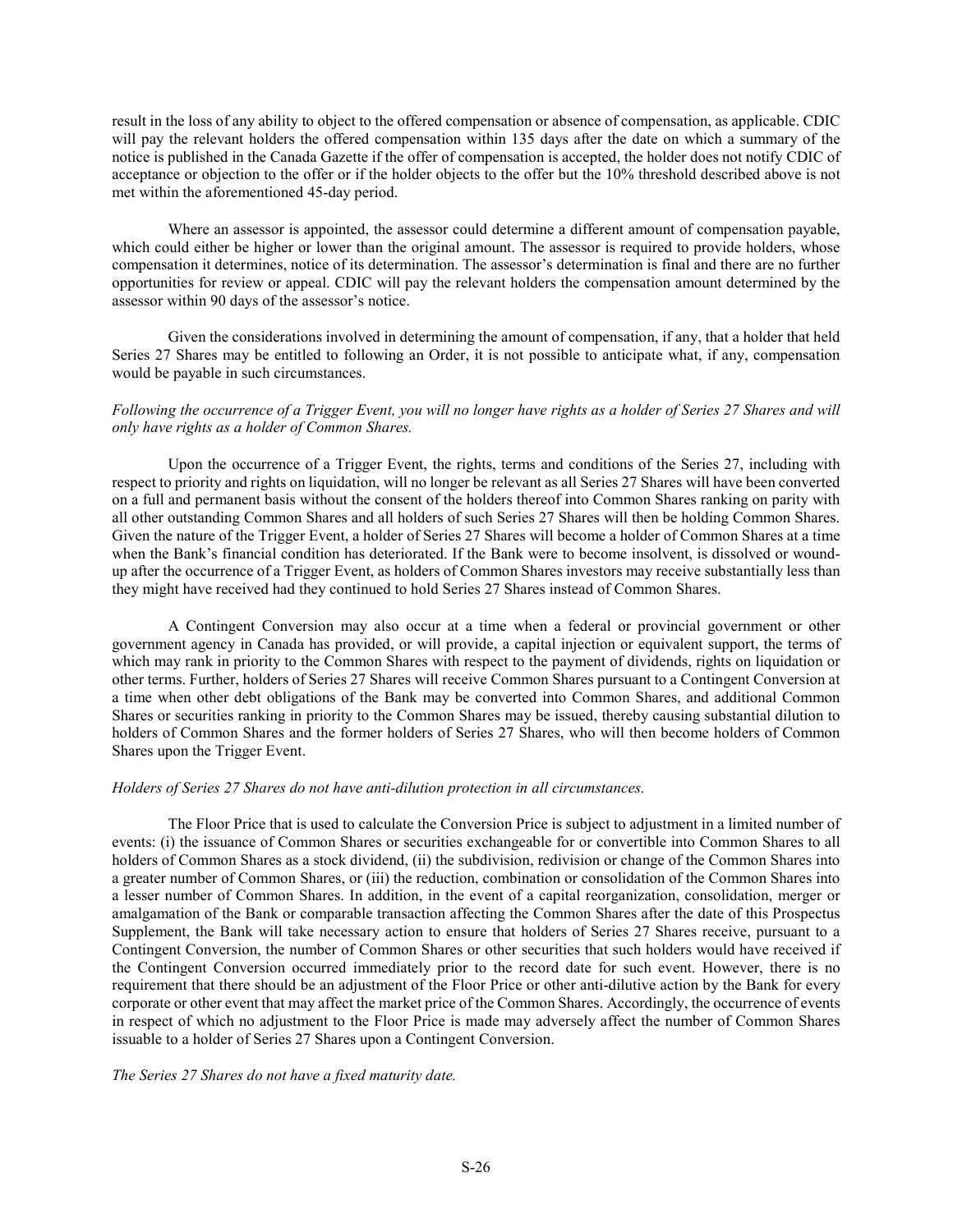result in the loss of any ability to object to the offered compensation or absence of compensation, as applicable. CDIC will pay the relevant holders the offered compensation within 135 days after the date on which a summary of the notice is published in the Canada Gazette if the offer of compensation is accepted, the holder does not notify CDIC of acceptance or objection to the offer or if the holder objects to the offer but the 10% threshold described above is not met within the aforementioned 45-day period.

Where an assessor is appointed, the assessor could determine a different amount of compensation payable, which could either be higher or lower than the original amount. The assessor is required to provide holders, whose compensation it determines, notice of its determination. The assessor's determination is final and there are no further opportunities for review or appeal. CDIC will pay the relevant holders the compensation amount determined by the assessor within 90 days of the assessor's notice.

Given the considerations involved in determining the amount of compensation, if any, that a holder that held Series 27 Shares may be entitled to following an Order, it is not possible to anticipate what, if any, compensation would be payable in such circumstances.

*Following the occurrence of a Trigger Event, you will no longer have rights as a holder of Series 27 Shares and will only have rights as a holder of Common Shares.*

Upon the occurrence of a Trigger Event, the rights, terms and conditions of the Series 27, including with respect to priority and rights on liquidation, will no longer be relevant as all Series 27 Shares will have been converted on a full and permanent basis without the consent of the holders thereof into Common Shares ranking on parity with all other outstanding Common Shares and all holders of such Series 27 Shares will then be holding Common Shares. Given the nature of the Trigger Event, a holder of Series 27 Shares will become a holder of Common Shares at a time when the Bank's financial condition has deteriorated. If the Bank were to become insolvent, is dissolved or wound-up after the occurrence of a Trigger Event, as holders of Common Shares investors may receive substantially less than they might have received had they continued to hold Series 27 Shares instead of Common Shares.

A Contingent Conversion may also occur at a time when a federal or provincial government or other government agency in Canada has provided, or will provide, a capital injection or equivalent support, the terms of which may rank in priority to the Common Shares with respect to the payment of dividends, rights on liquidation or other terms. Further, holders of Series 27 Shares will receive Common Shares pursuant to a Contingent Conversion at a time when other debt obligations of the Bank may be converted into Common Shares, and additional Common Shares or securities ranking in priority to the Common Shares may be issued, thereby causing substantial dilution to holders of Common Shares and the former holders of Series 27 Shares, who will then become holders of Common Shares upon the Trigger Event.

*Holders of Series 27 Shares do not have anti-dilution protection in all circumstances.*

The Floor Price that is used to calculate the Conversion Price is subject to adjustment in a limited number of events: (i) the issuance of Common Shares or securities exchangeable for or convertible into Common Shares to all holders of Common Shares as a stock dividend, (ii) the subdivision, redivision or change of the Common Shares into a greater number of Common Shares, or (iii) the reduction, combination or consolidation of the Common Shares into a lesser number of Common Shares. In addition, in the event of a capital reorganization, consolidation, merger or amalgamation of the Bank or comparable transaction affecting the Common Shares after the date of this Prospectus Supplement, the Bank will take necessary action to ensure that holders of Series 27 Shares receive, pursuant to a Contingent Conversion, the number of Common Shares or other securities that such holders would have received if the Contingent Conversion occurred immediately prior to the record date for such event. However, there is no requirement that there should be an adjustment of the Floor Price or other anti-dilutive action by the Bank for every corporate or other event that may affect the market price of the Common Shares. Accordingly, the occurrence of events in respect of which no adjustment to the Floor Price is made may adversely affect the number of Common Shares issuable to a holder of Series 27 Shares upon a Contingent Conversion.

*The Series 27 Shares do not have a fixed maturity date.*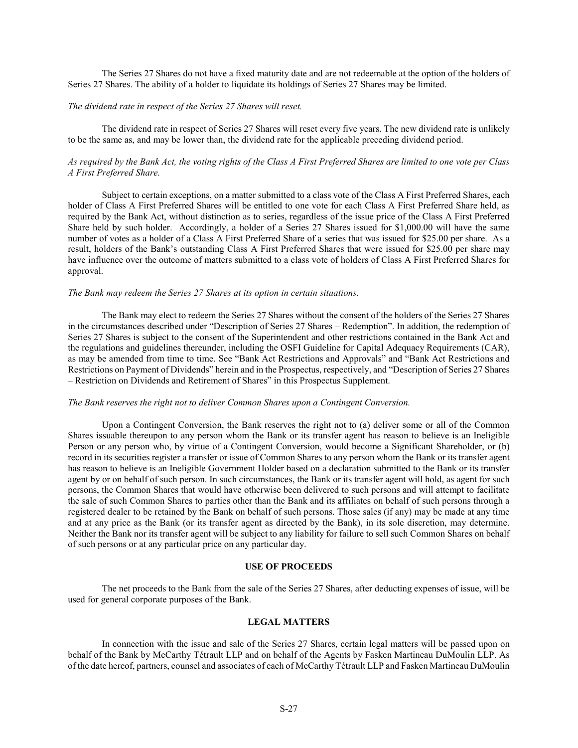The Series 27 Shares do not have a fixed maturity date and are not redeemable at the option of the holders of Series 27 Shares. The ability of a holder to liquidate its holdings of Series 27 Shares may be limited.

*The dividend rate in respect of the Series 27 Shares will reset.*

The dividend rate in respect of Series 27 Shares will reset every five years. The new dividend rate is unlikely to be the same as, and may be lower than, the dividend rate for the applicable preceding dividend period.

*As required by the Bank Act, the voting rights of the Class A First Preferred Shares are limited to one vote per Class A First Preferred Share.*

Subject to certain exceptions, on a matter submitted to a class vote of the Class A First Preferred Shares, each holder of Class A First Preferred Shares will be entitled to one vote for each Class A First Preferred Share held, as required by the Bank Act, without distinction as to series, regardless of the issue price of the Class A First Preferred Share held by such holder. Accordingly, a holder of a Series 27 Shares issued for $1,000.00 will have the same number of votes as a holder of a Class A First Preferred Share of a series that was issued for $25.00 per share. As a result, holders of the Bank's outstanding Class A First Preferred Shares that were issued for $25.00 per share may have influence over the outcome of matters submitted to a class vote of holders of Class A First Preferred Shares for approval.

*The Bank may redeem the Series 27 Shares at its option in certain situations.*

The Bank may elect to redeem the Series 27 Shares without the consent of the holders of the Series 27 Shares in the circumstances described under "Description of Series 27 Shares – Redemption". In addition, the redemption of Series 27 Shares is subject to the consent of the Superintendent and other restrictions contained in the Bank Act and the regulations and guidelines thereunder, including the OSFI Guideline for Capital Adequacy Requirements (CAR), as may be amended from time to time. See "Bank Act Restrictions and Approvals" and "Bank Act Restrictions and Restrictions on Payment of Dividends" herein and in the Prospectus, respectively, and "Description of Series 27 Shares – Restriction on Dividends and Retirement of Shares" in this Prospectus Supplement.

*The Bank reserves the right not to deliver Common Shares upon a Contingent Conversion.*

Upon a Contingent Conversion, the Bank reserves the right not to (a) deliver some or all of the Common Shares issuable thereupon to any person whom the Bank or its transfer agent has reason to believe is an Ineligible Person or any person who, by virtue of a Contingent Conversion, would become a Significant Shareholder, or (b) record in its securities register a transfer or issue of Common Shares to any person whom the Bank or its transfer agent has reason to believe is an Ineligible Government Holder based on a declaration submitted to the Bank or its transfer agent by or on behalf of such person. In such circumstances, the Bank or its transfer agent will hold, as agent for such persons, the Common Shares that would have otherwise been delivered to such persons and will attempt to facilitate the sale of such Common Shares to parties other than the Bank and its affiliates on behalf of such persons through a registered dealer to be retained by the Bank on behalf of such persons. Those sales (if any) may be made at any time and at any price as the Bank (or its transfer agent as directed by the Bank), in its sole discretion, may determine. Neither the Bank nor its transfer agent will be subject to any liability for failure to sell such Common Shares on behalf of such persons or at any particular price on any particular day.

## USE OF PROCEEDS

The net proceeds to the Bank from the sale of the Series 27 Shares, after deducting expenses of issue, will be used for general corporate purposes of the Bank.

## LEGAL MATTERS

In connection with the issue and sale of the Series 27 Shares, certain legal matters will be passed upon on behalf of the Bank by McCarthy Tétrault LLP and on behalf of the Agents by Fasken Martineau DuMoulin LLP. As of the date hereof, partners, counsel and associates of each of McCarthy Tétrault LLP and Fasken Martineau DuMoulin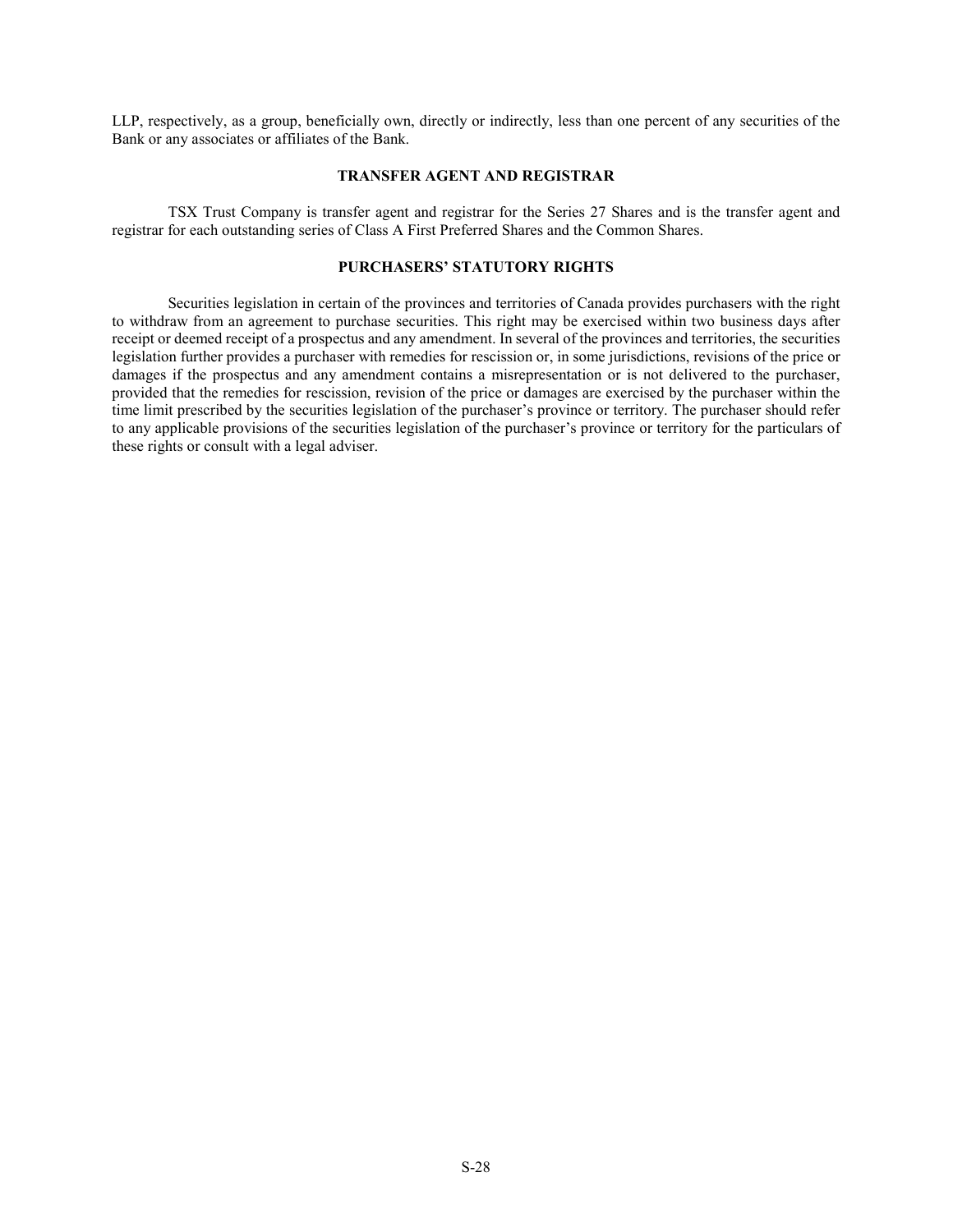LLP, respectively, as a group, beneficially own, directly or indirectly, less than one percent of any securities of the Bank or any associates or affiliates of the Bank.

## TRANSFER AGENT AND REGISTRAR

TSX Trust Company is transfer agent and registrar for the Series 27 Shares and is the transfer agent and registrar for each outstanding series of Class A First Preferred Shares and the Common Shares.

## PURCHASERS' STATUTORY RIGHTS

Securities legislation in certain of the provinces and territories of Canada provides purchasers with the right to withdraw from an agreement to purchase securities. This right may be exercised within two business days after receipt or deemed receipt of a prospectus and any amendment. In several of the provinces and territories, the securities legislation further provides a purchaser with remedies for rescission or, in some jurisdictions, revisions of the price or damages if the prospectus and any amendment contains a misrepresentation or is not delivered to the purchaser, provided that the remedies for rescission, revision of the price or damages are exercised by the purchaser within the time limit prescribed by the securities legislation of the purchaser's province or territory. The purchaser should refer to any applicable provisions of the securities legislation of the purchaser's province or territory for the particulars of these rights or consult with a legal adviser.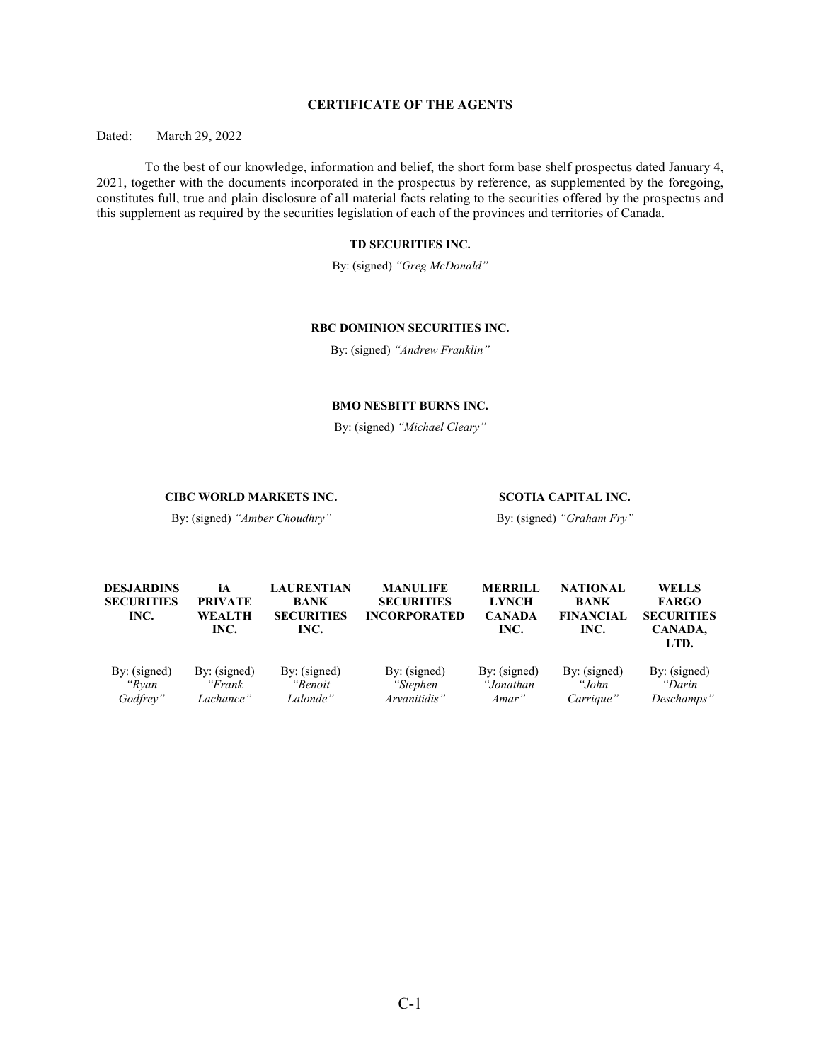# CERTIFICATE OF THE AGENTS

Dated: March 29, 2022

To the best of our knowledge, information and belief, the short form base shelf prospectus dated January 4, 2021, together with the documents incorporated in the prospectus by reference, as supplemented by the foregoing, constitutes full, true and plain disclosure of all material facts relating to the securities offered by the prospectus and this supplement as required by the securities legislation of each of the provinces and territories of Canada.

**TD SECURITIES INC.**

By: (signed) *"Greg McDonald"*

**RBC DOMINION SECURITIES INC.**

By: (signed) *"Andrew Franklin"*

**BMO NESBITT BURNS INC.**

By: (signed) *"Michael Cleary"*

**CIBC WORLD MARKETS INC.**

By: (signed) *"Amber Choudhry"*

**SCOTIA CAPITAL INC.**

By: (signed) *"Graham Fry"*

| **DESJARDINS SECURITIES INC.** | **iA PRIVATE WEALTH INC.** | **LAURENTIAN BANK SECURITIES INC.** | **MANULIFE SECURITIES INCORPORATED** | **MERRILL LYNCH CANADA INC.** | **NATIONAL BANK FINANCIAL INC.** | **WELLS FARGO SECURITIES CANADA, LTD.** |
|---|---|---|---|---|---|---|
| By: (signed) *"Ryan Godfrey"* | By: (signed) *"Frank Lachance"* | By: (signed) *"Benoit Lalonde"* | By: (signed) *"Stephen Arvanitidis"* | By: (signed) *"Jonathan Amar"* | By: (signed) *"John Carrique"* | By: (signed) *"Darin Deschamps"* |